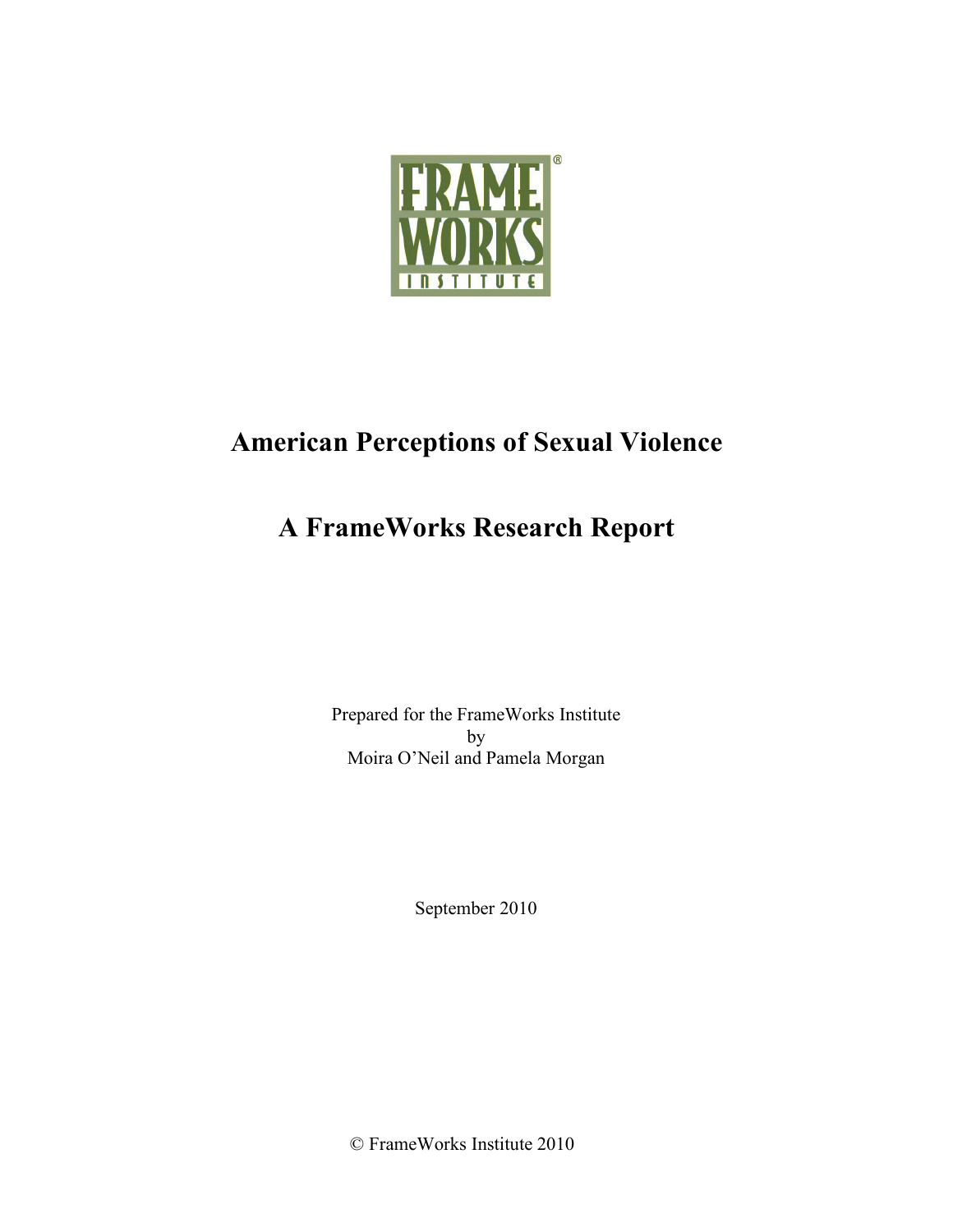# American Perceptions of Sexual Violence

# A FrameWorks Research Report

Prepared for the FrameWorks Institute
by
Moira O'Neil and Pamela Morgan

September 2010

© FrameWorks Institute 2010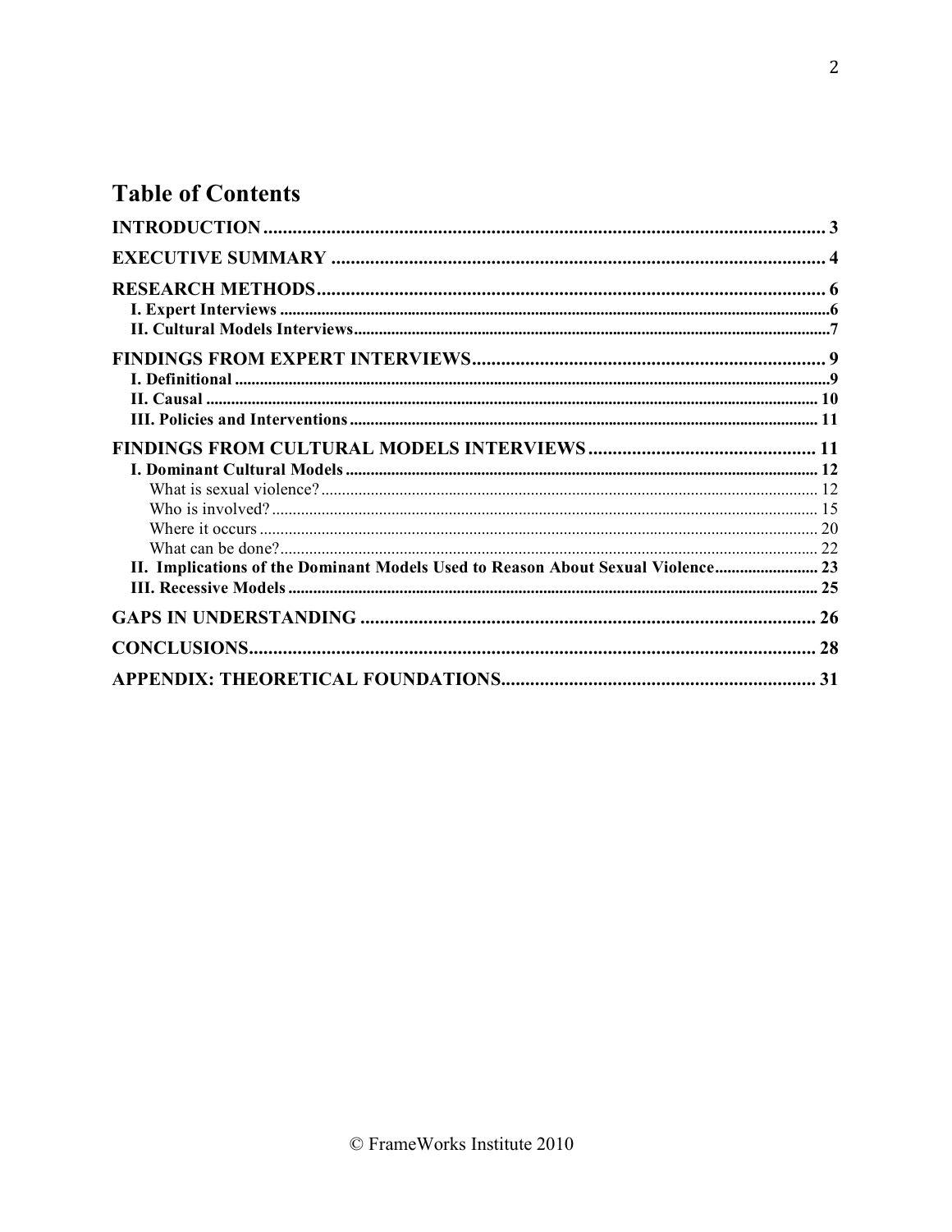# Table of Contents

**INTRODUCTION** .......... 3

**EXECUTIVE SUMMARY** .......... 4

**RESEARCH METHODS** .......... 6

- **I. Expert Interviews** .......... 6
- **II. Cultural Models Interviews** .......... 7

**FINDINGS FROM EXPERT INTERVIEWS** .......... 9

- **I. Definitional** .......... 9
- **II. Causal** .......... 10
- **III. Policies and Interventions** .......... 11

**FINDINGS FROM CULTURAL MODELS INTERVIEWS** .......... 11

- **I. Dominant Cultural Models** .......... 12
  - What is sexual violence? .......... 12
  - Who is involved? .......... 15
  - Where it occurs .......... 20
  - What can be done? .......... 22
- **II. Implications of the Dominant Models Used to Reason About Sexual Violence** .......... 23
- **III. Recessive Models** .......... 25

**GAPS IN UNDERSTANDING** .......... 26

**CONCLUSIONS** .......... 28

**APPENDIX: THEORETICAL FOUNDATIONS** .......... 31

© FrameWorks Institute 2010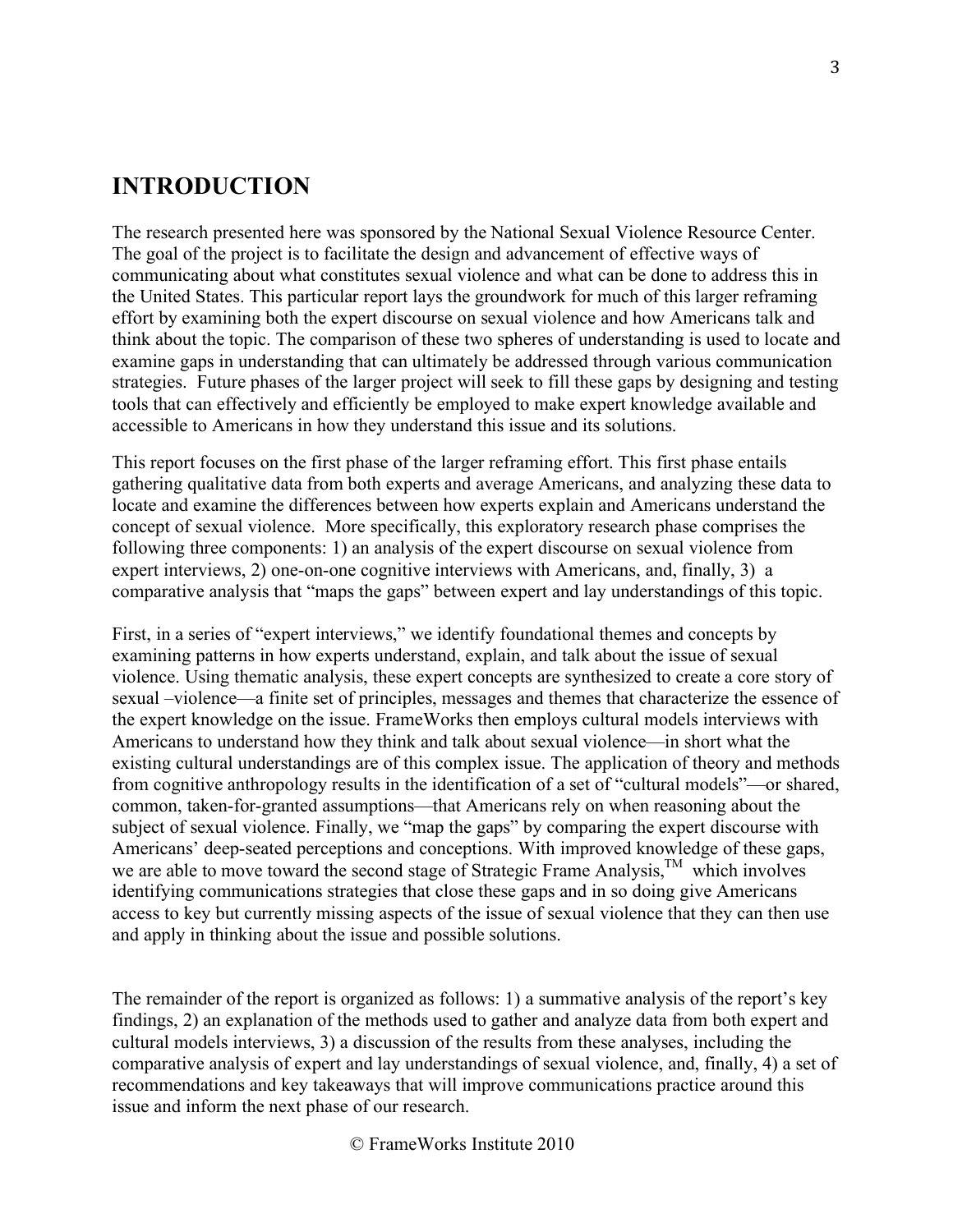# INTRODUCTION

The research presented here was sponsored by the National Sexual Violence Resource Center. The goal of the project is to facilitate the design and advancement of effective ways of communicating about what constitutes sexual violence and what can be done to address this in the United States. This particular report lays the groundwork for much of this larger reframing effort by examining both the expert discourse on sexual violence and how Americans talk and think about the topic. The comparison of these two spheres of understanding is used to locate and examine gaps in understanding that can ultimately be addressed through various communication strategies. Future phases of the larger project will seek to fill these gaps by designing and testing tools that can effectively and efficiently be employed to make expert knowledge available and accessible to Americans in how they understand this issue and its solutions.

This report focuses on the first phase of the larger reframing effort. This first phase entails gathering qualitative data from both experts and average Americans, and analyzing these data to locate and examine the differences between how experts explain and Americans understand the concept of sexual violence. More specifically, this exploratory research phase comprises the following three components: 1) an analysis of the expert discourse on sexual violence from expert interviews, 2) one-on-one cognitive interviews with Americans, and, finally, 3) a comparative analysis that "maps the gaps" between expert and lay understandings of this topic.

First, in a series of "expert interviews," we identify foundational themes and concepts by examining patterns in how experts understand, explain, and talk about the issue of sexual violence. Using thematic analysis, these expert concepts are synthesized to create a core story of sexual –violence—a finite set of principles, messages and themes that characterize the essence of the expert knowledge on the issue. FrameWorks then employs cultural models interviews with Americans to understand how they think and talk about sexual violence—in short what the existing cultural understandings are of this complex issue. The application of theory and methods from cognitive anthropology results in the identification of a set of "cultural models"—or shared, common, taken-for-granted assumptions—that Americans rely on when reasoning about the subject of sexual violence. Finally, we "map the gaps" by comparing the expert discourse with Americans' deep-seated perceptions and conceptions. With improved knowledge of these gaps, we are able to move toward the second stage of Strategic Frame Analysis,™ which involves identifying communications strategies that close these gaps and in so doing give Americans access to key but currently missing aspects of the issue of sexual violence that they can then use and apply in thinking about the issue and possible solutions.

The remainder of the report is organized as follows: 1) a summative analysis of the report's key findings, 2) an explanation of the methods used to gather and analyze data from both expert and cultural models interviews, 3) a discussion of the results from these analyses, including the comparative analysis of expert and lay understandings of sexual violence, and, finally, 4) a set of recommendations and key takeaways that will improve communications practice around this issue and inform the next phase of our research.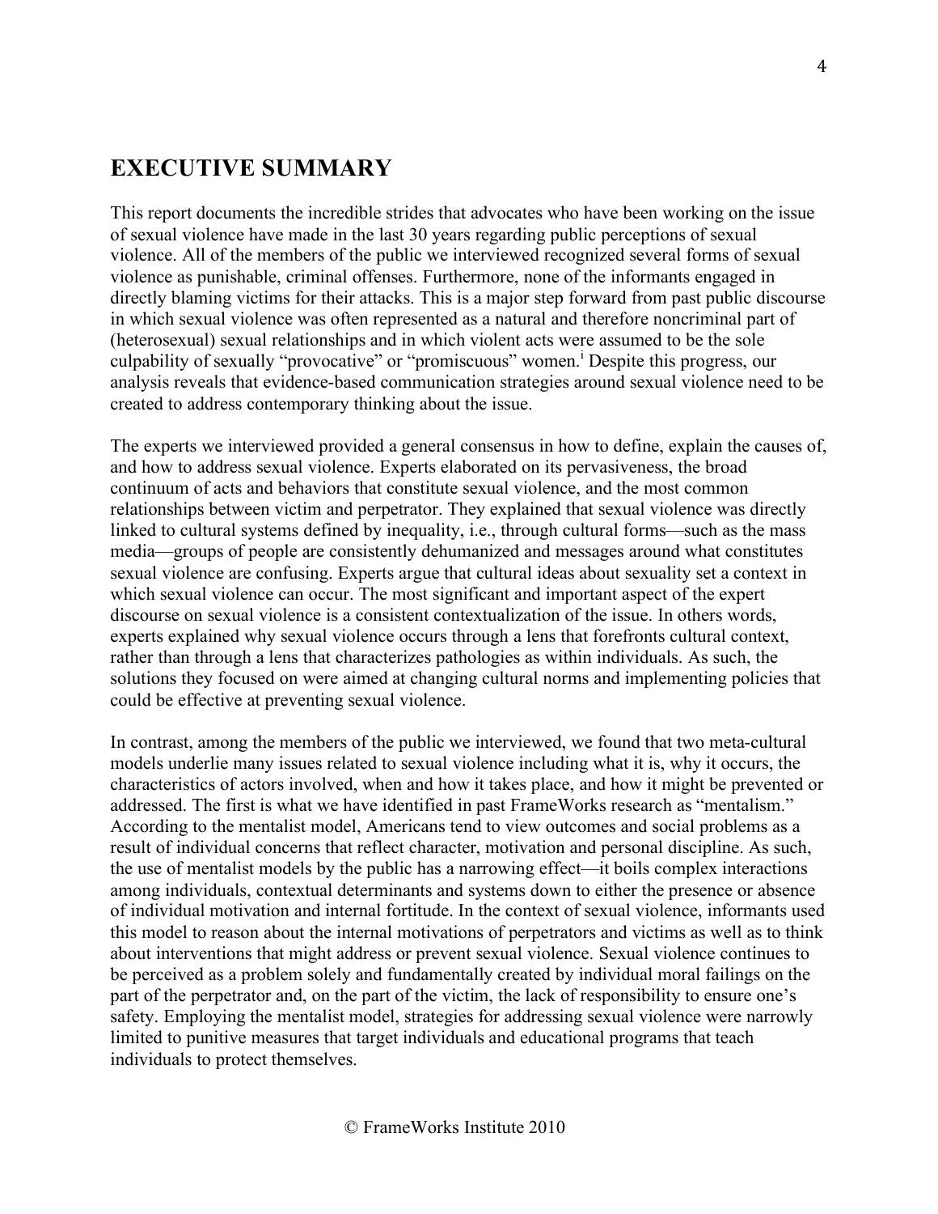## EXECUTIVE SUMMARY

This report documents the incredible strides that advocates who have been working on the issue of sexual violence have made in the last 30 years regarding public perceptions of sexual violence. All of the members of the public we interviewed recognized several forms of sexual violence as punishable, criminal offenses. Furthermore, none of the informants engaged in directly blaming victims for their attacks. This is a major step forward from past public discourse in which sexual violence was often represented as a natural and therefore noncriminal part of (heterosexual) sexual relationships and in which violent acts were assumed to be the sole culpability of sexually "provocative" or "promiscuous" women.[i] Despite this progress, our analysis reveals that evidence-based communication strategies around sexual violence need to be created to address contemporary thinking about the issue.

The experts we interviewed provided a general consensus in how to define, explain the causes of, and how to address sexual violence. Experts elaborated on its pervasiveness, the broad continuum of acts and behaviors that constitute sexual violence, and the most common relationships between victim and perpetrator. They explained that sexual violence was directly linked to cultural systems defined by inequality, i.e., through cultural forms—such as the mass media—groups of people are consistently dehumanized and messages around what constitutes sexual violence are confusing. Experts argue that cultural ideas about sexuality set a context in which sexual violence can occur. The most significant and important aspect of the expert discourse on sexual violence is a consistent contextualization of the issue. In others words, experts explained why sexual violence occurs through a lens that forefronts cultural context, rather than through a lens that characterizes pathologies as within individuals. As such, the solutions they focused on were aimed at changing cultural norms and implementing policies that could be effective at preventing sexual violence.

In contrast, among the members of the public we interviewed, we found that two meta-cultural models underlie many issues related to sexual violence including what it is, why it occurs, the characteristics of actors involved, when and how it takes place, and how it might be prevented or addressed. The first is what we have identified in past FrameWorks research as "mentalism." According to the mentalist model, Americans tend to view outcomes and social problems as a result of individual concerns that reflect character, motivation and personal discipline. As such, the use of mentalist models by the public has a narrowing effect—it boils complex interactions among individuals, contextual determinants and systems down to either the presence or absence of individual motivation and internal fortitude. In the context of sexual violence, informants used this model to reason about the internal motivations of perpetrators and victims as well as to think about interventions that might address or prevent sexual violence. Sexual violence continues to be perceived as a problem solely and fundamentally created by individual moral failings on the part of the perpetrator and, on the part of the victim, the lack of responsibility to ensure one's safety. Employing the mentalist model, strategies for addressing sexual violence were narrowly limited to punitive measures that target individuals and educational programs that teach individuals to protect themselves.

© FrameWorks Institute 2010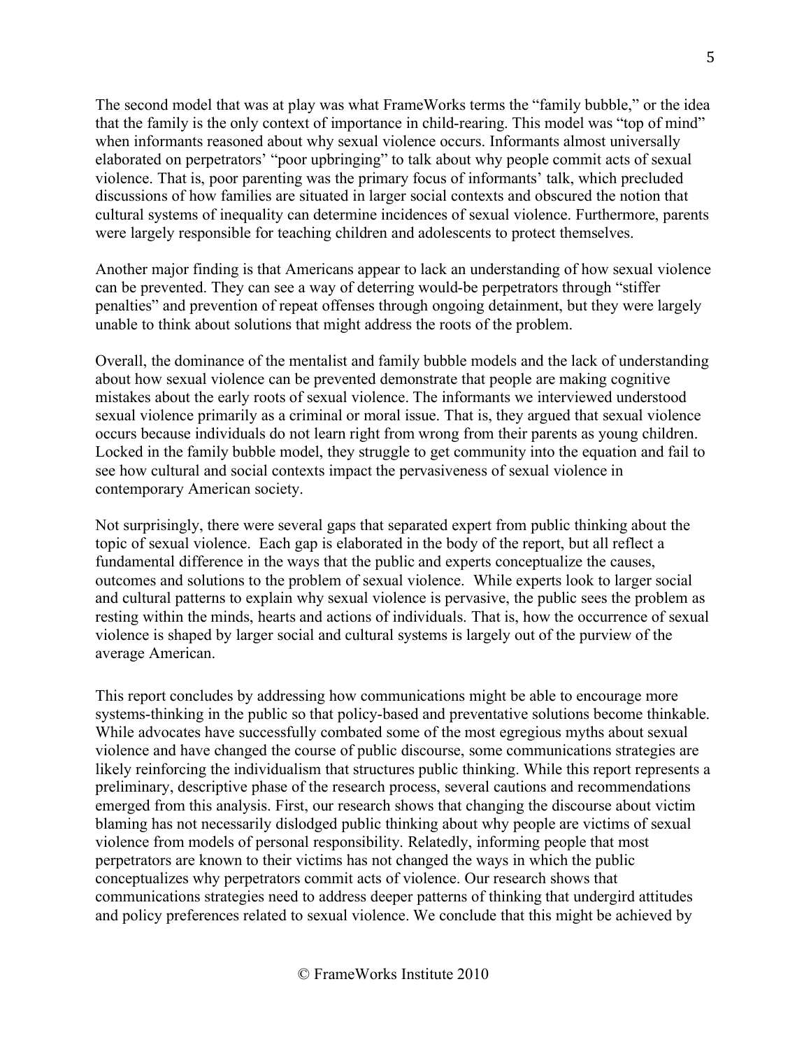The second model that was at play was what FrameWorks terms the "family bubble," or the idea that the family is the only context of importance in child-rearing. This model was "top of mind" when informants reasoned about why sexual violence occurs. Informants almost universally elaborated on perpetrators' "poor upbringing" to talk about why people commit acts of sexual violence. That is, poor parenting was the primary focus of informants' talk, which precluded discussions of how families are situated in larger social contexts and obscured the notion that cultural systems of inequality can determine incidences of sexual violence. Furthermore, parents were largely responsible for teaching children and adolescents to protect themselves.

Another major finding is that Americans appear to lack an understanding of how sexual violence can be prevented. They can see a way of deterring would-be perpetrators through "stiffer penalties" and prevention of repeat offenses through ongoing detainment, but they were largely unable to think about solutions that might address the roots of the problem.

Overall, the dominance of the mentalist and family bubble models and the lack of understanding about how sexual violence can be prevented demonstrate that people are making cognitive mistakes about the early roots of sexual violence. The informants we interviewed understood sexual violence primarily as a criminal or moral issue. That is, they argued that sexual violence occurs because individuals do not learn right from wrong from their parents as young children. Locked in the family bubble model, they struggle to get community into the equation and fail to see how cultural and social contexts impact the pervasiveness of sexual violence in contemporary American society.

Not surprisingly, there were several gaps that separated expert from public thinking about the topic of sexual violence. Each gap is elaborated in the body of the report, but all reflect a fundamental difference in the ways that the public and experts conceptualize the causes, outcomes and solutions to the problem of sexual violence. While experts look to larger social and cultural patterns to explain why sexual violence is pervasive, the public sees the problem as resting within the minds, hearts and actions of individuals. That is, how the occurrence of sexual violence is shaped by larger social and cultural systems is largely out of the purview of the average American.

This report concludes by addressing how communications might be able to encourage more systems-thinking in the public so that policy-based and preventative solutions become thinkable. While advocates have successfully combated some of the most egregious myths about sexual violence and have changed the course of public discourse, some communications strategies are likely reinforcing the individualism that structures public thinking. While this report represents a preliminary, descriptive phase of the research process, several cautions and recommendations emerged from this analysis. First, our research shows that changing the discourse about victim blaming has not necessarily dislodged public thinking about why people are victims of sexual violence from models of personal responsibility. Relatedly, informing people that most perpetrators are known to their victims has not changed the ways in which the public conceptualizes why perpetrators commit acts of violence. Our research shows that communications strategies need to address deeper patterns of thinking that undergird attitudes and policy preferences related to sexual violence. We conclude that this might be achieved by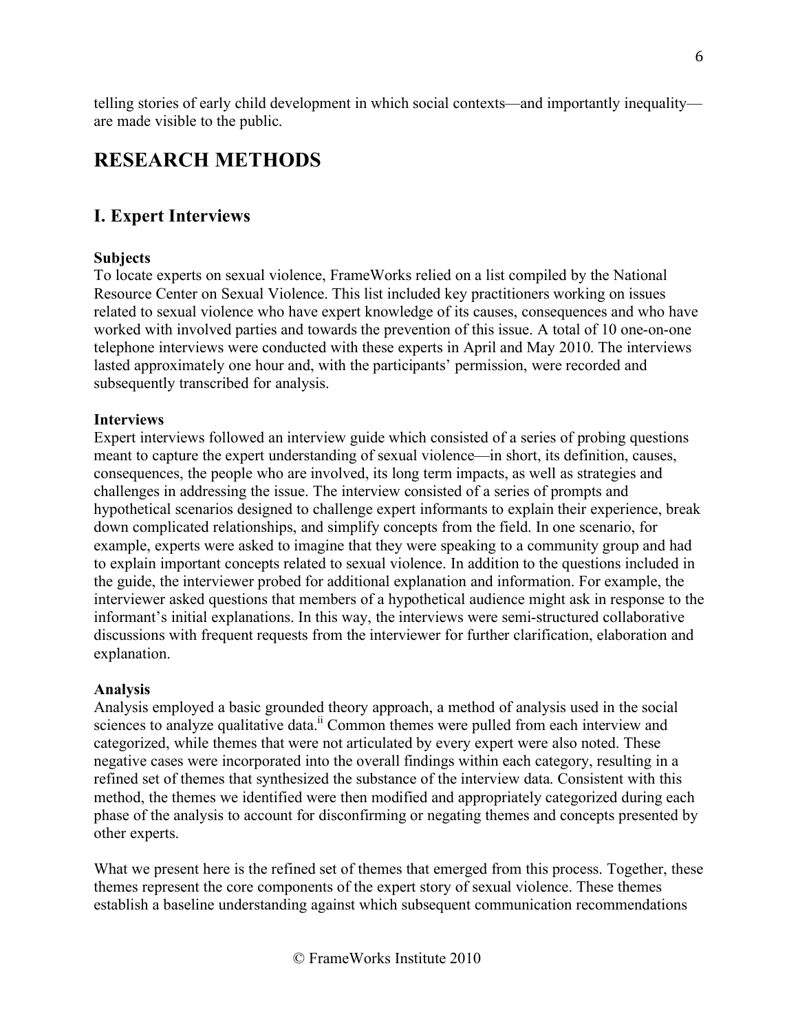telling stories of early child development in which social contexts—and importantly inequality—are made visible to the public.

# RESEARCH METHODS

## I. Expert Interviews

**Subjects**

To locate experts on sexual violence, FrameWorks relied on a list compiled by the National Resource Center on Sexual Violence. This list included key practitioners working on issues related to sexual violence who have expert knowledge of its causes, consequences and who have worked with involved parties and towards the prevention of this issue. A total of 10 one-on-one telephone interviews were conducted with these experts in April and May 2010. The interviews lasted approximately one hour and, with the participants' permission, were recorded and subsequently transcribed for analysis.

**Interviews**

Expert interviews followed an interview guide which consisted of a series of probing questions meant to capture the expert understanding of sexual violence—in short, its definition, causes, consequences, the people who are involved, its long term impacts, as well as strategies and challenges in addressing the issue. The interview consisted of a series of prompts and hypothetical scenarios designed to challenge expert informants to explain their experience, break down complicated relationships, and simplify concepts from the field. In one scenario, for example, experts were asked to imagine that they were speaking to a community group and had to explain important concepts related to sexual violence. In addition to the questions included in the guide, the interviewer probed for additional explanation and information. For example, the interviewer asked questions that members of a hypothetical audience might ask in response to the informant's initial explanations. In this way, the interviews were semi-structured collaborative discussions with frequent requests from the interviewer for further clarification, elaboration and explanation.

**Analysis**

Analysis employed a basic grounded theory approach, a method of analysis used in the social sciences to analyze qualitative data.[ii] Common themes were pulled from each interview and categorized, while themes that were not articulated by every expert were also noted. These negative cases were incorporated into the overall findings within each category, resulting in a refined set of themes that synthesized the substance of the interview data. Consistent with this method, the themes we identified were then modified and appropriately categorized during each phase of the analysis to account for disconfirming or negating themes and concepts presented by other experts.

What we present here is the refined set of themes that emerged from this process. Together, these themes represent the core components of the expert story of sexual violence. These themes establish a baseline understanding against which subsequent communication recommendations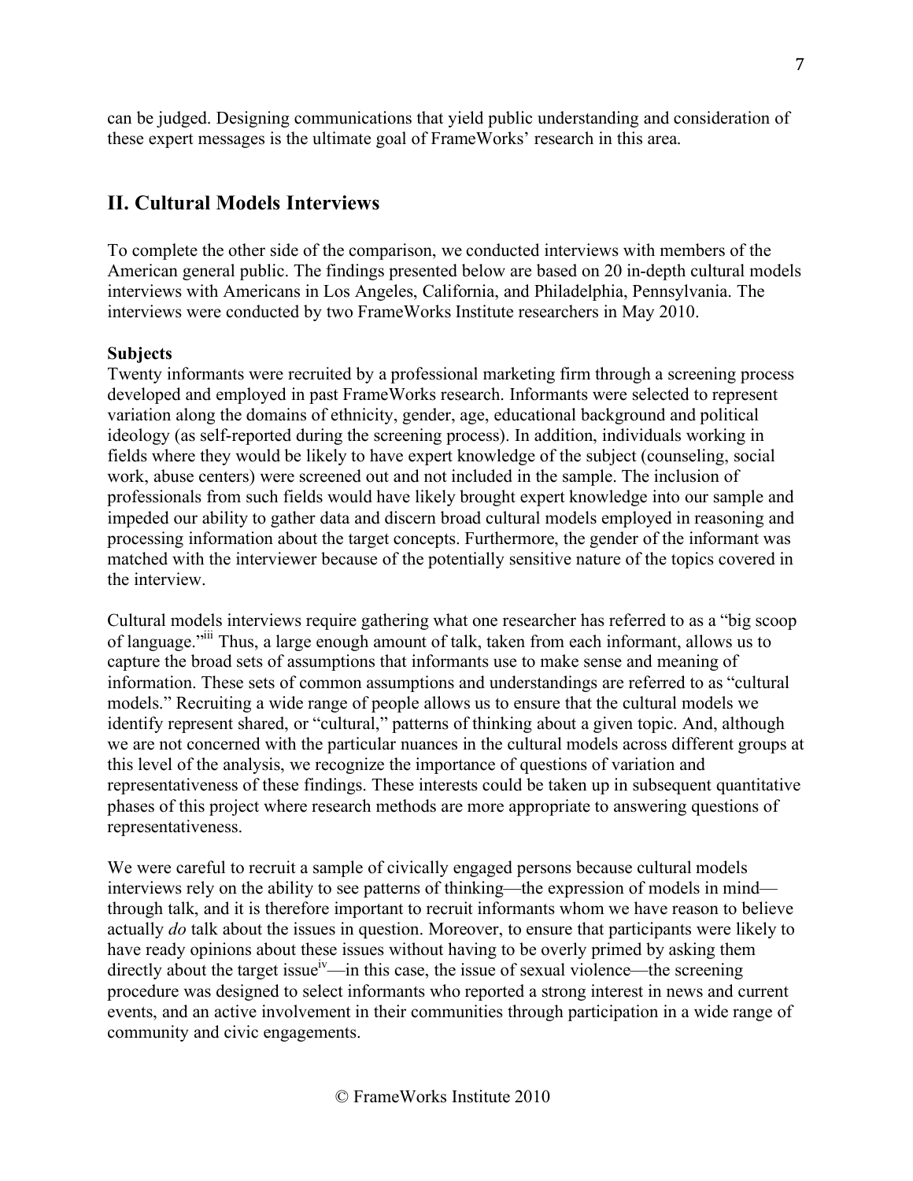can be judged. Designing communications that yield public understanding and consideration of these expert messages is the ultimate goal of FrameWorks' research in this area.

## II. Cultural Models Interviews

To complete the other side of the comparison, we conducted interviews with members of the American general public. The findings presented below are based on 20 in-depth cultural models interviews with Americans in Los Angeles, California, and Philadelphia, Pennsylvania. The interviews were conducted by two FrameWorks Institute researchers in May 2010.

**Subjects**

Twenty informants were recruited by a professional marketing firm through a screening process developed and employed in past FrameWorks research. Informants were selected to represent variation along the domains of ethnicity, gender, age, educational background and political ideology (as self-reported during the screening process). In addition, individuals working in fields where they would be likely to have expert knowledge of the subject (counseling, social work, abuse centers) were screened out and not included in the sample. The inclusion of professionals from such fields would have likely brought expert knowledge into our sample and impeded our ability to gather data and discern broad cultural models employed in reasoning and processing information about the target concepts. Furthermore, the gender of the informant was matched with the interviewer because of the potentially sensitive nature of the topics covered in the interview.

Cultural models interviews require gathering what one researcher has referred to as a "big scoop of language."[iii] Thus, a large enough amount of talk, taken from each informant, allows us to capture the broad sets of assumptions that informants use to make sense and meaning of information. These sets of common assumptions and understandings are referred to as "cultural models." Recruiting a wide range of people allows us to ensure that the cultural models we identify represent shared, or "cultural," patterns of thinking about a given topic. And, although we are not concerned with the particular nuances in the cultural models across different groups at this level of the analysis, we recognize the importance of questions of variation and representativeness of these findings. These interests could be taken up in subsequent quantitative phases of this project where research methods are more appropriate to answering questions of representativeness.

We were careful to recruit a sample of civically engaged persons because cultural models interviews rely on the ability to see patterns of thinking—the expression of models in mind—through talk, and it is therefore important to recruit informants whom we have reason to believe actually *do* talk about the issues in question. Moreover, to ensure that participants were likely to have ready opinions about these issues without having to be overly primed by asking them directly about the target issue[iv]—in this case, the issue of sexual violence—the screening procedure was designed to select informants who reported a strong interest in news and current events, and an active involvement in their communities through participation in a wide range of community and civic engagements.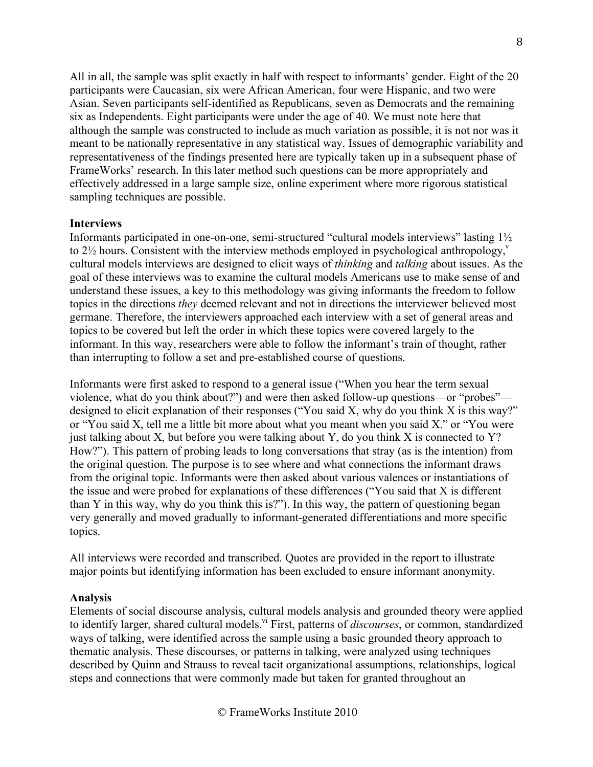All in all, the sample was split exactly in half with respect to informants' gender. Eight of the 20 participants were Caucasian, six were African American, four were Hispanic, and two were Asian. Seven participants self-identified as Republicans, seven as Democrats and the remaining six as Independents. Eight participants were under the age of 40. We must note here that although the sample was constructed to include as much variation as possible, it is not nor was it meant to be nationally representative in any statistical way. Issues of demographic variability and representativeness of the findings presented here are typically taken up in a subsequent phase of FrameWorks' research. In this later method such questions can be more appropriately and effectively addressed in a large sample size, online experiment where more rigorous statistical sampling techniques are possible.

**Interviews**

Informants participated in one-on-one, semi-structured "cultural models interviews" lasting 1½ to 2½ hours. Consistent with the interview methods employed in psychological anthropology,[v] cultural models interviews are designed to elicit ways of *thinking* and *talking* about issues. As the goal of these interviews was to examine the cultural models Americans use to make sense of and understand these issues, a key to this methodology was giving informants the freedom to follow topics in the directions *they* deemed relevant and not in directions the interviewer believed most germane. Therefore, the interviewers approached each interview with a set of general areas and topics to be covered but left the order in which these topics were covered largely to the informant. In this way, researchers were able to follow the informant's train of thought, rather than interrupting to follow a set and pre-established course of questions.

Informants were first asked to respond to a general issue ("When you hear the term sexual violence, what do you think about?") and were then asked follow-up questions—or "probes"—designed to elicit explanation of their responses ("You said X, why do you think X is this way?" or "You said X, tell me a little bit more about what you meant when you said X." or "You were just talking about X, but before you were talking about Y, do you think X is connected to Y? How?"). This pattern of probing leads to long conversations that stray (as is the intention) from the original question. The purpose is to see where and what connections the informant draws from the original topic. Informants were then asked about various valences or instantiations of the issue and were probed for explanations of these differences ("You said that X is different than Y in this way, why do you think this is?"). In this way, the pattern of questioning began very generally and moved gradually to informant-generated differentiations and more specific topics.

All interviews were recorded and transcribed. Quotes are provided in the report to illustrate major points but identifying information has been excluded to ensure informant anonymity.

**Analysis**

Elements of social discourse analysis, cultural models analysis and grounded theory were applied to identify larger, shared cultural models.[vi] First, patterns of *discourses*, or common, standardized ways of talking, were identified across the sample using a basic grounded theory approach to thematic analysis. These discourses, or patterns in talking, were analyzed using techniques described by Quinn and Strauss to reveal tacit organizational assumptions, relationships, logical steps and connections that were commonly made but taken for granted throughout an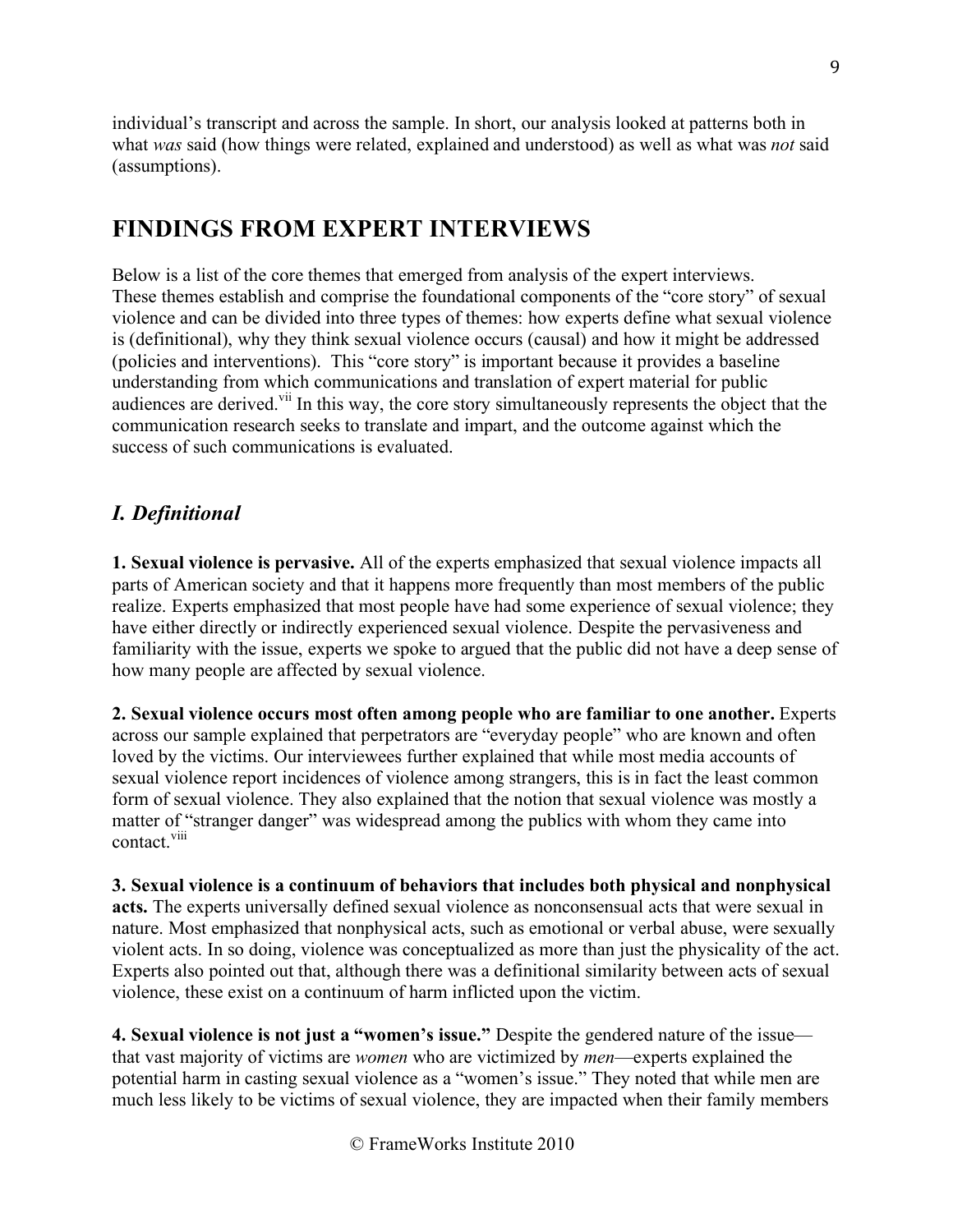individual's transcript and across the sample. In short, our analysis looked at patterns both in what *was* said (how things were related, explained and understood) as well as what was *not* said (assumptions).

# FINDINGS FROM EXPERT INTERVIEWS

Below is a list of the core themes that emerged from analysis of the expert interviews. These themes establish and comprise the foundational components of the "core story" of sexual violence and can be divided into three types of themes: how experts define what sexual violence is (definitional), why they think sexual violence occurs (causal) and how it might be addressed (policies and interventions). This "core story" is important because it provides a baseline understanding from which communications and translation of expert material for public audiences are derived.[vii] In this way, the core story simultaneously represents the object that the communication research seeks to translate and impart, and the outcome against which the success of such communications is evaluated.

## *I. Definitional*

**1. Sexual violence is pervasive.** All of the experts emphasized that sexual violence impacts all parts of American society and that it happens more frequently than most members of the public realize. Experts emphasized that most people have had some experience of sexual violence; they have either directly or indirectly experienced sexual violence. Despite the pervasiveness and familiarity with the issue, experts we spoke to argued that the public did not have a deep sense of how many people are affected by sexual violence.

**2. Sexual violence occurs most often among people who are familiar to one another.** Experts across our sample explained that perpetrators are "everyday people" who are known and often loved by the victims. Our interviewees further explained that while most media accounts of sexual violence report incidences of violence among strangers, this is in fact the least common form of sexual violence. They also explained that the notion that sexual violence was mostly a matter of "stranger danger" was widespread among the publics with whom they came into contact.[viii]

**3. Sexual violence is a continuum of behaviors that includes both physical and nonphysical acts.** The experts universally defined sexual violence as nonconsensual acts that were sexual in nature. Most emphasized that nonphysical acts, such as emotional or verbal abuse, were sexually violent acts. In so doing, violence was conceptualized as more than just the physicality of the act. Experts also pointed out that, although there was a definitional similarity between acts of sexual violence, these exist on a continuum of harm inflicted upon the victim.

**4. Sexual violence is not just a "women's issue."** Despite the gendered nature of the issue—that vast majority of victims are *women* who are victimized by *men*—experts explained the potential harm in casting sexual violence as a "women's issue." They noted that while men are much less likely to be victims of sexual violence, they are impacted when their family members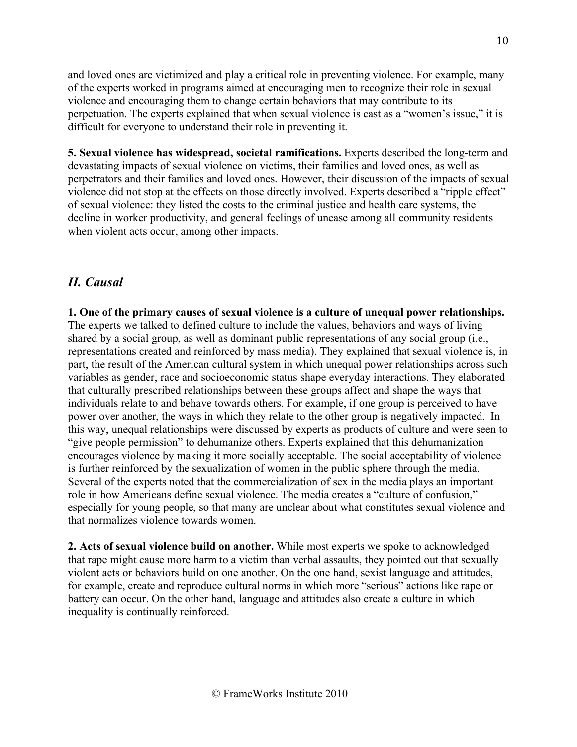and loved ones are victimized and play a critical role in preventing violence. For example, many of the experts worked in programs aimed at encouraging men to recognize their role in sexual violence and encouraging them to change certain behaviors that may contribute to its perpetuation. The experts explained that when sexual violence is cast as a "women's issue," it is difficult for everyone to understand their role in preventing it.

**5. Sexual violence has widespread, societal ramifications.** Experts described the long-term and devastating impacts of sexual violence on victims, their families and loved ones, as well as perpetrators and their families and loved ones. However, their discussion of the impacts of sexual violence did not stop at the effects on those directly involved. Experts described a "ripple effect" of sexual violence: they listed the costs to the criminal justice and health care systems, the decline in worker productivity, and general feelings of unease among all community residents when violent acts occur, among other impacts.

## *II. Causal*

**1. One of the primary causes of sexual violence is a culture of unequal power relationships.** The experts we talked to defined culture to include the values, behaviors and ways of living shared by a social group, as well as dominant public representations of any social group (i.e., representations created and reinforced by mass media). They explained that sexual violence is, in part, the result of the American cultural system in which unequal power relationships across such variables as gender, race and socioeconomic status shape everyday interactions. They elaborated that culturally prescribed relationships between these groups affect and shape the ways that individuals relate to and behave towards others. For example, if one group is perceived to have power over another, the ways in which they relate to the other group is negatively impacted. In this way, unequal relationships were discussed by experts as products of culture and were seen to "give people permission" to dehumanize others. Experts explained that this dehumanization encourages violence by making it more socially acceptable. The social acceptability of violence is further reinforced by the sexualization of women in the public sphere through the media. Several of the experts noted that the commercialization of sex in the media plays an important role in how Americans define sexual violence. The media creates a "culture of confusion," especially for young people, so that many are unclear about what constitutes sexual violence and that normalizes violence towards women.

**2. Acts of sexual violence build on another.** While most experts we spoke to acknowledged that rape might cause more harm to a victim than verbal assaults, they pointed out that sexually violent acts or behaviors build on one another. On the one hand, sexist language and attitudes, for example, create and reproduce cultural norms in which more "serious" actions like rape or battery can occur. On the other hand, language and attitudes also create a culture in which inequality is continually reinforced.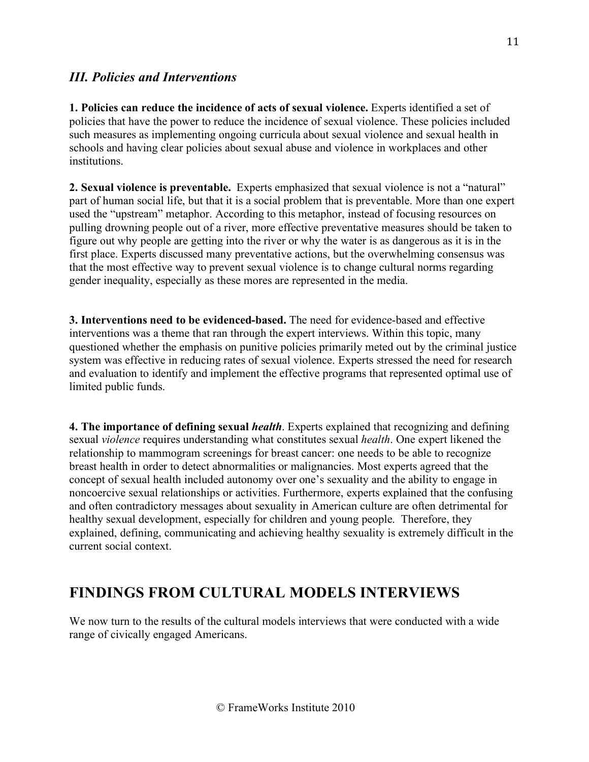### *III. Policies and Interventions*

**1. Policies can reduce the incidence of acts of sexual violence.** Experts identified a set of policies that have the power to reduce the incidence of sexual violence. These policies included such measures as implementing ongoing curricula about sexual violence and sexual health in schools and having clear policies about sexual abuse and violence in workplaces and other institutions.

**2. Sexual violence is preventable.** Experts emphasized that sexual violence is not a "natural" part of human social life, but that it is a social problem that is preventable. More than one expert used the "upstream" metaphor. According to this metaphor, instead of focusing resources on pulling drowning people out of a river, more effective preventative measures should be taken to figure out why people are getting into the river or why the water is as dangerous as it is in the first place. Experts discussed many preventative actions, but the overwhelming consensus was that the most effective way to prevent sexual violence is to change cultural norms regarding gender inequality, especially as these mores are represented in the media.

**3. Interventions need to be evidenced-based.** The need for evidence-based and effective interventions was a theme that ran through the expert interviews. Within this topic, many questioned whether the emphasis on punitive policies primarily meted out by the criminal justice system was effective in reducing rates of sexual violence. Experts stressed the need for research and evaluation to identify and implement the effective programs that represented optimal use of limited public funds.

**4. The importance of defining sexual *health*.** Experts explained that recognizing and defining sexual *violence* requires understanding what constitutes sexual *health*. One expert likened the relationship to mammogram screenings for breast cancer: one needs to be able to recognize breast health in order to detect abnormalities or malignancies. Most experts agreed that the concept of sexual health included autonomy over one's sexuality and the ability to engage in noncoercive sexual relationships or activities. Furthermore, experts explained that the confusing and often contradictory messages about sexuality in American culture are often detrimental for healthy sexual development, especially for children and young people. Therefore, they explained, defining, communicating and achieving healthy sexuality is extremely difficult in the current social context.

## FINDINGS FROM CULTURAL MODELS INTERVIEWS

We now turn to the results of the cultural models interviews that were conducted with a wide range of civically engaged Americans.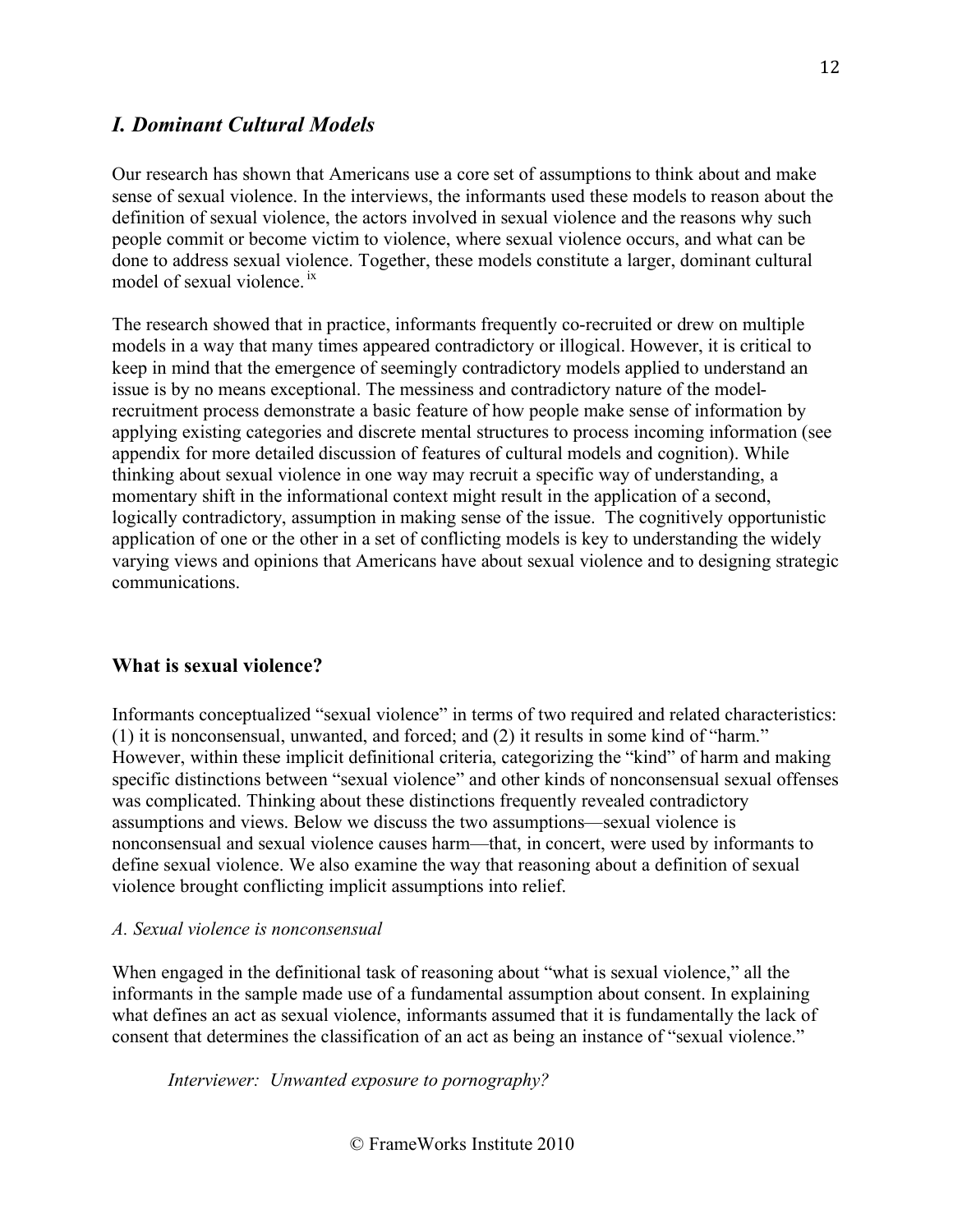## *I. Dominant Cultural Models*

Our research has shown that Americans use a core set of assumptions to think about and make sense of sexual violence. In the interviews, the informants used these models to reason about the definition of sexual violence, the actors involved in sexual violence and the reasons why such people commit or become victim to violence, where sexual violence occurs, and what can be done to address sexual violence. Together, these models constitute a larger, dominant cultural model of sexual violence.[ix]

The research showed that in practice, informants frequently co-recruited or drew on multiple models in a way that many times appeared contradictory or illogical. However, it is critical to keep in mind that the emergence of seemingly contradictory models applied to understand an issue is by no means exceptional. The messiness and contradictory nature of the model-recruitment process demonstrate a basic feature of how people make sense of information by applying existing categories and discrete mental structures to process incoming information (see appendix for more detailed discussion of features of cultural models and cognition). While thinking about sexual violence in one way may recruit a specific way of understanding, a momentary shift in the informational context might result in the application of a second, logically contradictory, assumption in making sense of the issue. The cognitively opportunistic application of one or the other in a set of conflicting models is key to understanding the widely varying views and opinions that Americans have about sexual violence and to designing strategic communications.

### What is sexual violence?

Informants conceptualized "sexual violence" in terms of two required and related characteristics: (1) it is nonconsensual, unwanted, and forced; and (2) it results in some kind of "harm." However, within these implicit definitional criteria, categorizing the "kind" of harm and making specific distinctions between "sexual violence" and other kinds of nonconsensual sexual offenses was complicated. Thinking about these distinctions frequently revealed contradictory assumptions and views. Below we discuss the two assumptions—sexual violence is nonconsensual and sexual violence causes harm—that, in concert, were used by informants to define sexual violence. We also examine the way that reasoning about a definition of sexual violence brought conflicting implicit assumptions into relief.

#### *A. Sexual violence is nonconsensual*

When engaged in the definitional task of reasoning about "what is sexual violence," all the informants in the sample made use of a fundamental assumption about consent. In explaining what defines an act as sexual violence, informants assumed that it is fundamentally the lack of consent that determines the classification of an act as being an instance of "sexual violence."

> *Interviewer: Unwanted exposure to pornography?*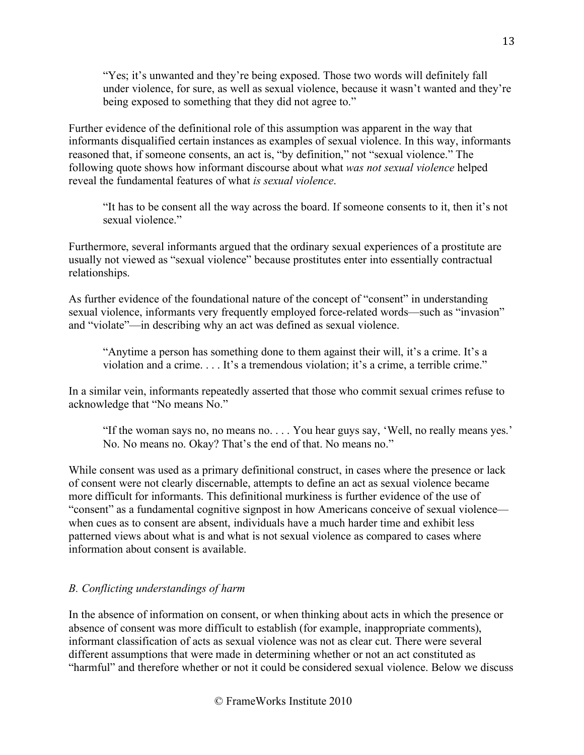> "Yes; it's unwanted and they're being exposed. Those two words will definitely fall under violence, for sure, as well as sexual violence, because it wasn't wanted and they're being exposed to something that they did not agree to."

Further evidence of the definitional role of this assumption was apparent in the way that informants disqualified certain instances as examples of sexual violence. In this way, informants reasoned that, if someone consents, an act is, "by definition," not "sexual violence." The following quote shows how informant discourse about what *was not sexual violence* helped reveal the fundamental features of what *is sexual violence*.

> "It has to be consent all the way across the board. If someone consents to it, then it's not sexual violence."

Furthermore, several informants argued that the ordinary sexual experiences of a prostitute are usually not viewed as "sexual violence" because prostitutes enter into essentially contractual relationships.

As further evidence of the foundational nature of the concept of "consent" in understanding sexual violence, informants very frequently employed force-related words—such as "invasion" and "violate"—in describing why an act was defined as sexual violence.

> "Anytime a person has something done to them against their will, it's a crime. It's a violation and a crime. . . . It's a tremendous violation; it's a crime, a terrible crime."

In a similar vein, informants repeatedly asserted that those who commit sexual crimes refuse to acknowledge that "No means No."

> "If the woman says no, no means no. . . . You hear guys say, 'Well, no really means yes.' No. No means no. Okay? That's the end of that. No means no."

While consent was used as a primary definitional construct, in cases where the presence or lack of consent were not clearly discernable, attempts to define an act as sexual violence became more difficult for informants. This definitional murkiness is further evidence of the use of "consent" as a fundamental cognitive signpost in how Americans conceive of sexual violence—when cues as to consent are absent, individuals have a much harder time and exhibit less patterned views about what is and what is not sexual violence as compared to cases where information about consent is available.

### *B. Conflicting understandings of harm*

In the absence of information on consent, or when thinking about acts in which the presence or absence of consent was more difficult to establish (for example, inappropriate comments), informant classification of acts as sexual violence was not as clear cut. There were several different assumptions that were made in determining whether or not an act constituted as "harmful" and therefore whether or not it could be considered sexual violence. Below we discuss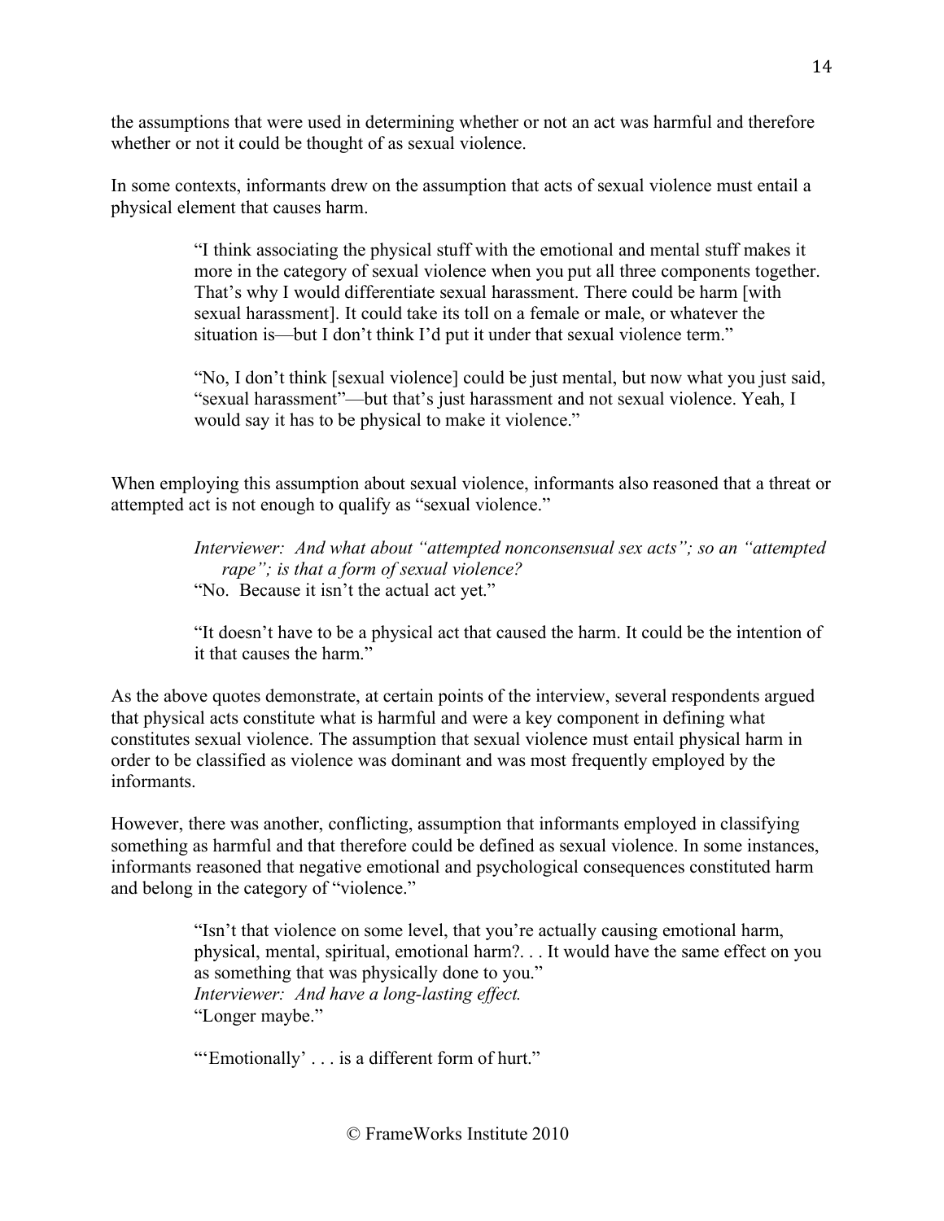the assumptions that were used in determining whether or not an act was harmful and therefore whether or not it could be thought of as sexual violence.

In some contexts, informants drew on the assumption that acts of sexual violence must entail a physical element that causes harm.

> "I think associating the physical stuff with the emotional and mental stuff makes it more in the category of sexual violence when you put all three components together. That's why I would differentiate sexual harassment. There could be harm [with sexual harassment]. It could take its toll on a female or male, or whatever the situation is—but I don't think I'd put it under that sexual violence term."
>
> "No, I don't think [sexual violence] could be just mental, but now what you just said, "sexual harassment"—but that's just harassment and not sexual violence. Yeah, I would say it has to be physical to make it violence."

When employing this assumption about sexual violence, informants also reasoned that a threat or attempted act is not enough to qualify as "sexual violence."

> *Interviewer: And what about "attempted nonconsensual sex acts"; so an "attempted rape"; is that a form of sexual violence?*
> "No. Because it isn't the actual act yet."
>
> "It doesn't have to be a physical act that caused the harm. It could be the intention of it that causes the harm."

As the above quotes demonstrate, at certain points of the interview, several respondents argued that physical acts constitute what is harmful and were a key component in defining what constitutes sexual violence. The assumption that sexual violence must entail physical harm in order to be classified as violence was dominant and was most frequently employed by the informants.

However, there was another, conflicting, assumption that informants employed in classifying something as harmful and that therefore could be defined as sexual violence. In some instances, informants reasoned that negative emotional and psychological consequences constituted harm and belong in the category of "violence."

> "Isn't that violence on some level, that you're actually causing emotional harm, physical, mental, spiritual, emotional harm?. . . It would have the same effect on you as something that was physically done to you."
> *Interviewer: And have a long-lasting effect.*
> "Longer maybe."
>
> "'Emotionally' . . . is a different form of hurt."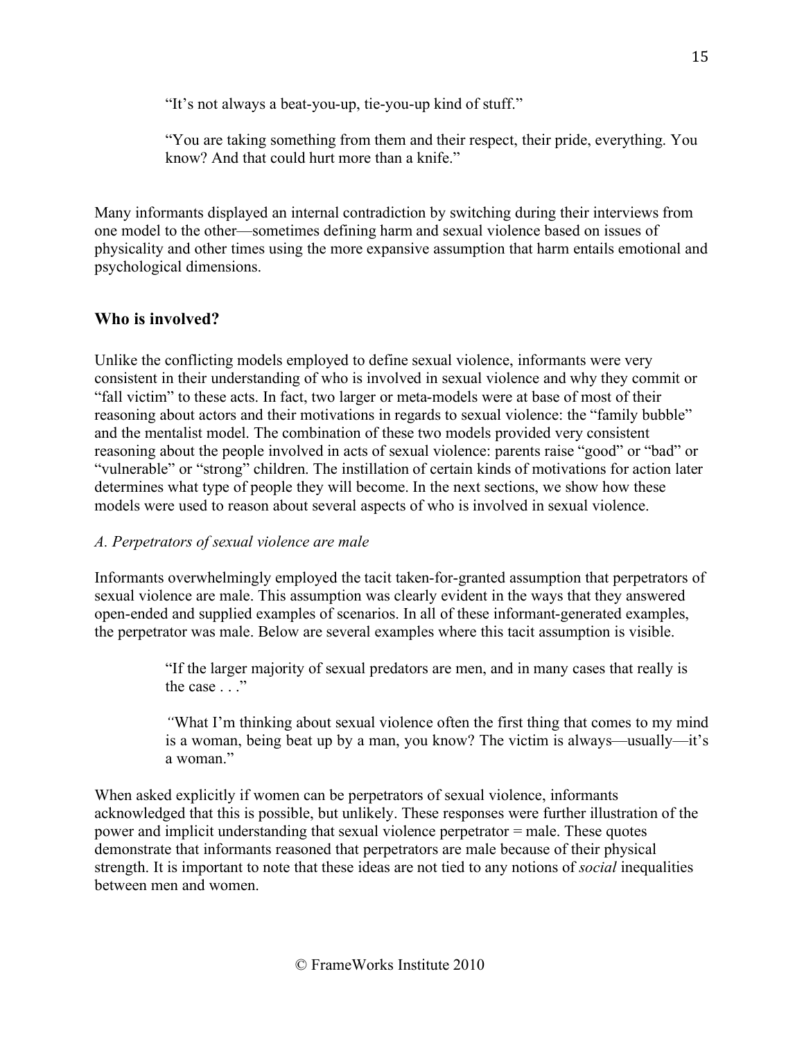> "It's not always a beat-you-up, tie-you-up kind of stuff."
>
> "You are taking something from them and their respect, their pride, everything. You know? And that could hurt more than a knife."

Many informants displayed an internal contradiction by switching during their interviews from one model to the other—sometimes defining harm and sexual violence based on issues of physicality and other times using the more expansive assumption that harm entails emotional and psychological dimensions.

## Who is involved?

Unlike the conflicting models employed to define sexual violence, informants were very consistent in their understanding of who is involved in sexual violence and why they commit or "fall victim" to these acts. In fact, two larger or meta-models were at base of most of their reasoning about actors and their motivations in regards to sexual violence: the "family bubble" and the mentalist model. The combination of these two models provided very consistent reasoning about the people involved in acts of sexual violence: parents raise "good" or "bad" or "vulnerable" or "strong" children. The instillation of certain kinds of motivations for action later determines what type of people they will become. In the next sections, we show how these models were used to reason about several aspects of who is involved in sexual violence.

### *A. Perpetrators of sexual violence are male*

Informants overwhelmingly employed the tacit taken-for-granted assumption that perpetrators of sexual violence are male. This assumption was clearly evident in the ways that they answered open-ended and supplied examples of scenarios. In all of these informant-generated examples, the perpetrator was male. Below are several examples where this tacit assumption is visible.

> "If the larger majority of sexual predators are men, and in many cases that really is the case . . ."
>
> "What I'm thinking about sexual violence often the first thing that comes to my mind is a woman, being beat up by a man, you know? The victim is always—usually—it's a woman."

When asked explicitly if women can be perpetrators of sexual violence, informants acknowledged that this is possible, but unlikely. These responses were further illustration of the power and implicit understanding that sexual violence perpetrator = male. These quotes demonstrate that informants reasoned that perpetrators are male because of their physical strength. It is important to note that these ideas are not tied to any notions of *social* inequalities between men and women.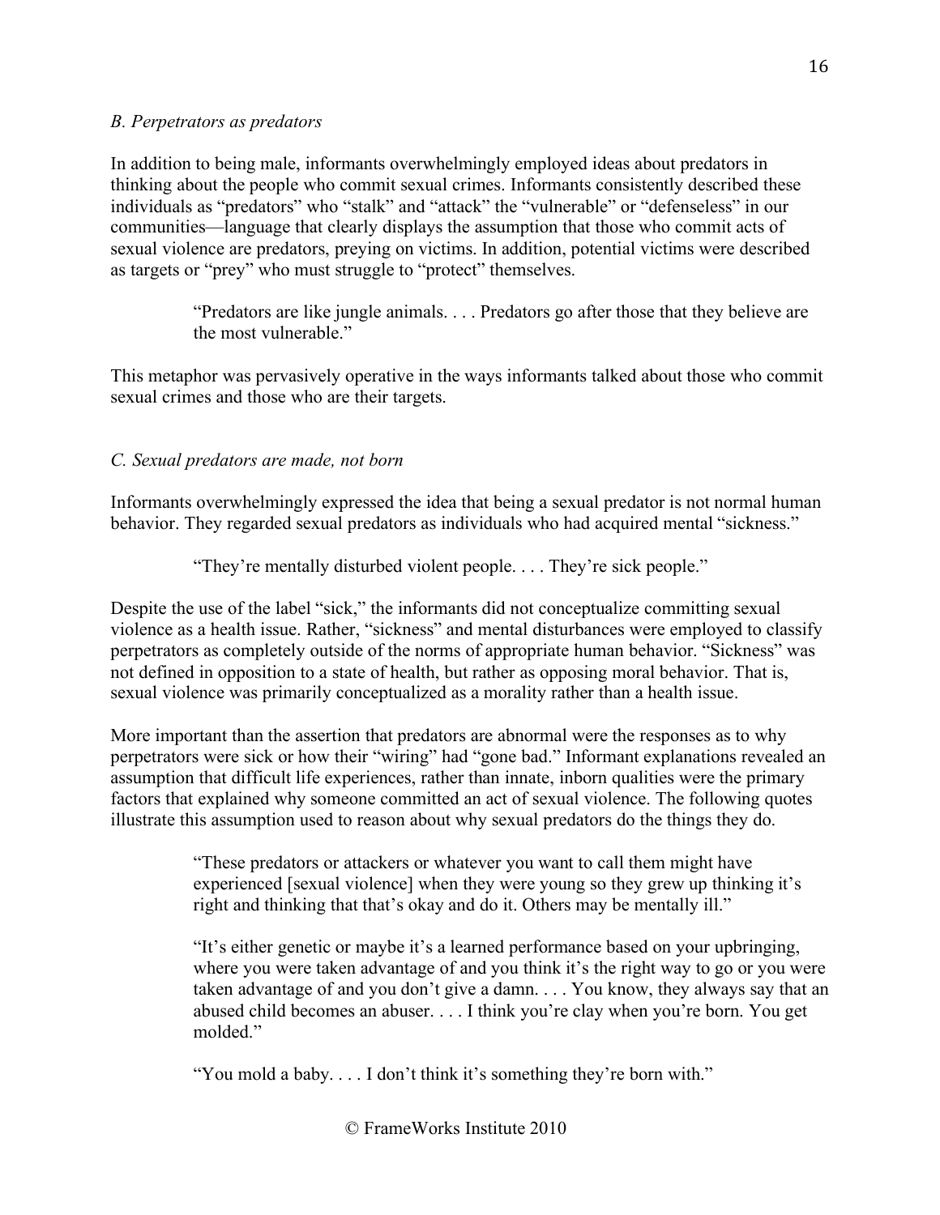*B. Perpetrators as predators*

In addition to being male, informants overwhelmingly employed ideas about predators in thinking about the people who commit sexual crimes. Informants consistently described these individuals as "predators" who "stalk" and "attack" the "vulnerable" or "defenseless" in our communities—language that clearly displays the assumption that those who commit acts of sexual violence are predators, preying on victims. In addition, potential victims were described as targets or "prey" who must struggle to "protect" themselves.

> "Predators are like jungle animals. . . . Predators go after those that they believe are the most vulnerable."

This metaphor was pervasively operative in the ways informants talked about those who commit sexual crimes and those who are their targets.

*C. Sexual predators are made, not born*

Informants overwhelmingly expressed the idea that being a sexual predator is not normal human behavior. They regarded sexual predators as individuals who had acquired mental "sickness."

> "They're mentally disturbed violent people. . . . They're sick people."

Despite the use of the label "sick," the informants did not conceptualize committing sexual violence as a health issue. Rather, "sickness" and mental disturbances were employed to classify perpetrators as completely outside of the norms of appropriate human behavior. "Sickness" was not defined in opposition to a state of health, but rather as opposing moral behavior. That is, sexual violence was primarily conceptualized as a morality rather than a health issue.

More important than the assertion that predators are abnormal were the responses as to why perpetrators were sick or how their "wiring" had "gone bad." Informant explanations revealed an assumption that difficult life experiences, rather than innate, inborn qualities were the primary factors that explained why someone committed an act of sexual violence. The following quotes illustrate this assumption used to reason about why sexual predators do the things they do.

> "These predators or attackers or whatever you want to call them might have experienced [sexual violence] when they were young so they grew up thinking it's right and thinking that that's okay and do it. Others may be mentally ill."

> "It's either genetic or maybe it's a learned performance based on your upbringing, where you were taken advantage of and you think it's the right way to go or you were taken advantage of and you don't give a damn. . . . You know, they always say that an abused child becomes an abuser. . . . I think you're clay when you're born. You get molded."

> "You mold a baby. . . . I don't think it's something they're born with."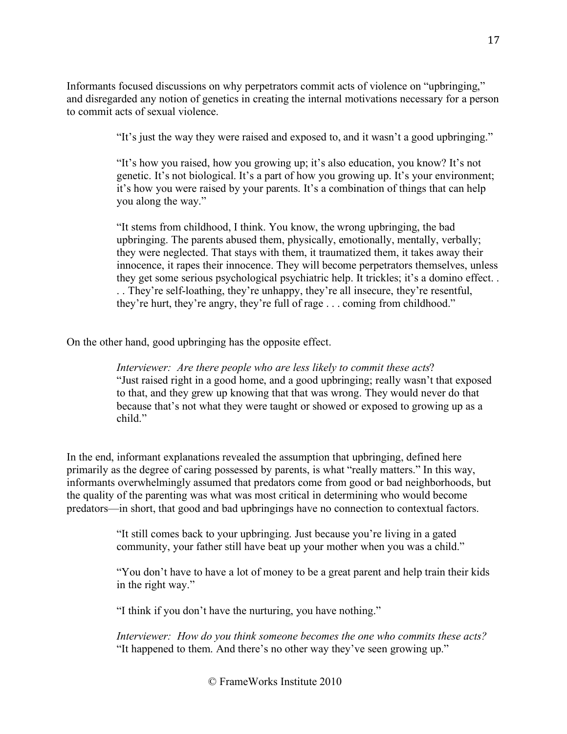Informants focused discussions on why perpetrators commit acts of violence on "upbringing," and disregarded any notion of genetics in creating the internal motivations necessary for a person to commit acts of sexual violence.

> "It's just the way they were raised and exposed to, and it wasn't a good upbringing."
>
> "It's how you raised, how you growing up; it's also education, you know? It's not genetic. It's not biological. It's a part of how you growing up. It's your environment; it's how you were raised by your parents. It's a combination of things that can help you along the way."
>
> "It stems from childhood, I think. You know, the wrong upbringing, the bad upbringing. The parents abused them, physically, emotionally, mentally, verbally; they were neglected. That stays with them, it traumatized them, it takes away their innocence, it rapes their innocence. They will become perpetrators themselves, unless they get some serious psychological psychiatric help. It trickles; it's a domino effect. . . . They're self-loathing, they're unhappy, they're all insecure, they're resentful, they're hurt, they're angry, they're full of rage . . . coming from childhood."

On the other hand, good upbringing has the opposite effect.

> *Interviewer: Are there people who are less likely to commit these acts*?
> "Just raised right in a good home, and a good upbringing; really wasn't that exposed to that, and they grew up knowing that that was wrong. They would never do that because that's not what they were taught or showed or exposed to growing up as a child."

In the end, informant explanations revealed the assumption that upbringing, defined here primarily as the degree of caring possessed by parents, is what "really matters." In this way, informants overwhelmingly assumed that predators come from good or bad neighborhoods, but the quality of the parenting was what was most critical in determining who would become predators—in short, that good and bad upbringings have no connection to contextual factors.

> "It still comes back to your upbringing. Just because you're living in a gated community, your father still have beat up your mother when you was a child."
>
> "You don't have to have a lot of money to be a great parent and help train their kids in the right way."
>
> "I think if you don't have the nurturing, you have nothing."
>
> *Interviewer: How do you think someone becomes the one who commits these acts?*
> "It happened to them. And there's no other way they've seen growing up."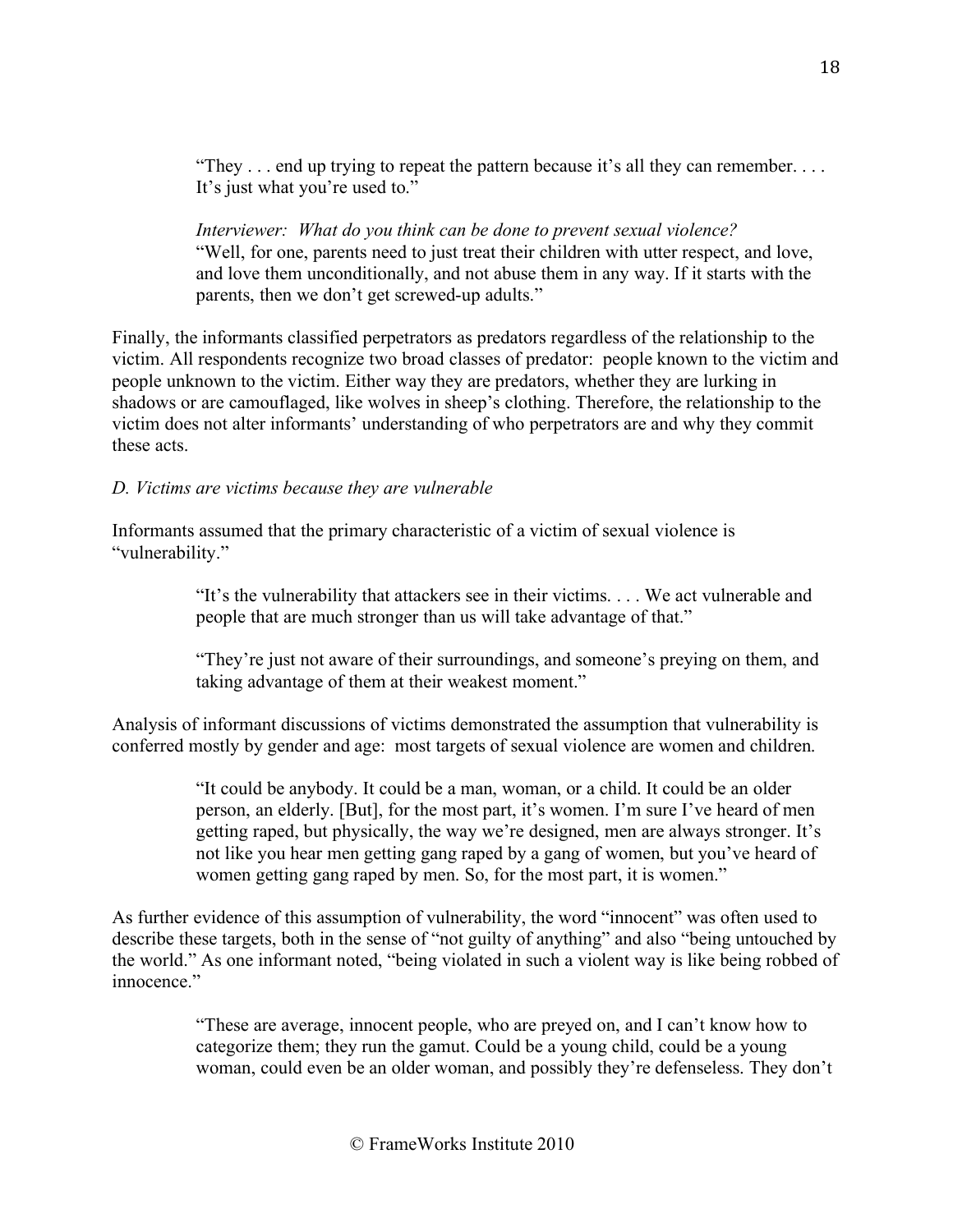> "They . . . end up trying to repeat the pattern because it's all they can remember. . . . It's just what you're used to."

> *Interviewer: What do you think can be done to prevent sexual violence?*
> "Well, for one, parents need to just treat their children with utter respect, and love, and love them unconditionally, and not abuse them in any way. If it starts with the parents, then we don't get screwed-up adults."

Finally, the informants classified perpetrators as predators regardless of the relationship to the victim. All respondents recognize two broad classes of predator: people known to the victim and people unknown to the victim. Either way they are predators, whether they are lurking in shadows or are camouflaged, like wolves in sheep's clothing. Therefore, the relationship to the victim does not alter informants' understanding of who perpetrators are and why they commit these acts.

*D. Victims are victims because they are vulnerable*

Informants assumed that the primary characteristic of a victim of sexual violence is "vulnerability."

> "It's the vulnerability that attackers see in their victims. . . . We act vulnerable and people that are much stronger than us will take advantage of that."

> "They're just not aware of their surroundings, and someone's preying on them, and taking advantage of them at their weakest moment."

Analysis of informant discussions of victims demonstrated the assumption that vulnerability is conferred mostly by gender and age: most targets of sexual violence are women and children.

> "It could be anybody. It could be a man, woman, or a child. It could be an older person, an elderly. [But], for the most part, it's women. I'm sure I've heard of men getting raped, but physically, the way we're designed, men are always stronger. It's not like you hear men getting gang raped by a gang of women, but you've heard of women getting gang raped by men. So, for the most part, it is women."

As further evidence of this assumption of vulnerability, the word "innocent" was often used to describe these targets, both in the sense of "not guilty of anything" and also "being untouched by the world." As one informant noted, "being violated in such a violent way is like being robbed of innocence."

> "These are average, innocent people, who are preyed on, and I can't know how to categorize them; they run the gamut. Could be a young child, could be a young woman, could even be an older woman, and possibly they're defenseless. They don't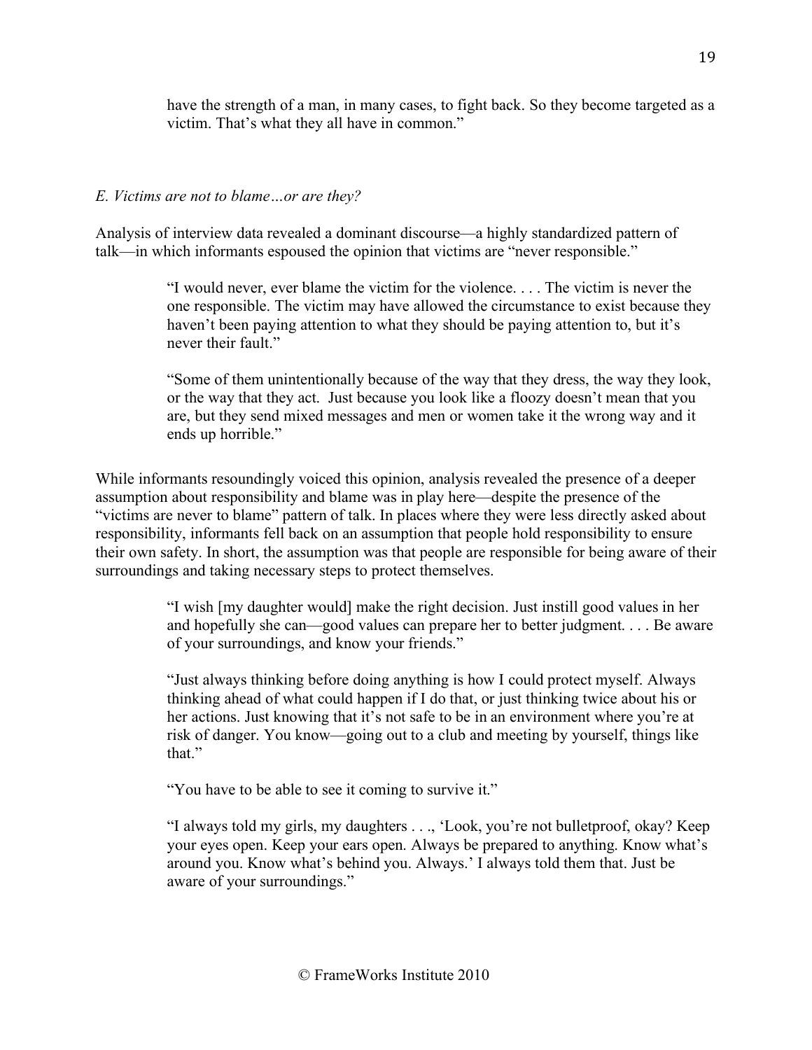have the strength of a man, in many cases, to fight back. So they become targeted as a victim. That's what they all have in common."

*E. Victims are not to blame…or are they?*

Analysis of interview data revealed a dominant discourse—a highly standardized pattern of talk—in which informants espoused the opinion that victims are "never responsible."

> "I would never, ever blame the victim for the violence. . . . The victim is never the one responsible. The victim may have allowed the circumstance to exist because they haven't been paying attention to what they should be paying attention to, but it's never their fault."

> "Some of them unintentionally because of the way that they dress, the way they look, or the way that they act. Just because you look like a floozy doesn't mean that you are, but they send mixed messages and men or women take it the wrong way and it ends up horrible."

While informants resoundingly voiced this opinion, analysis revealed the presence of a deeper assumption about responsibility and blame was in play here—despite the presence of the "victims are never to blame" pattern of talk. In places where they were less directly asked about responsibility, informants fell back on an assumption that people hold responsibility to ensure their own safety. In short, the assumption was that people are responsible for being aware of their surroundings and taking necessary steps to protect themselves.

> "I wish [my daughter would] make the right decision. Just instill good values in her and hopefully she can—good values can prepare her to better judgment. . . . Be aware of your surroundings, and know your friends."

> "Just always thinking before doing anything is how I could protect myself. Always thinking ahead of what could happen if I do that, or just thinking twice about his or her actions. Just knowing that it's not safe to be in an environment where you're at risk of danger. You know—going out to a club and meeting by yourself, things like that."

> "You have to be able to see it coming to survive it."

> "I always told my girls, my daughters . . ., 'Look, you're not bulletproof, okay? Keep your eyes open. Keep your ears open. Always be prepared to anything. Know what's around you. Know what's behind you. Always.' I always told them that. Just be aware of your surroundings."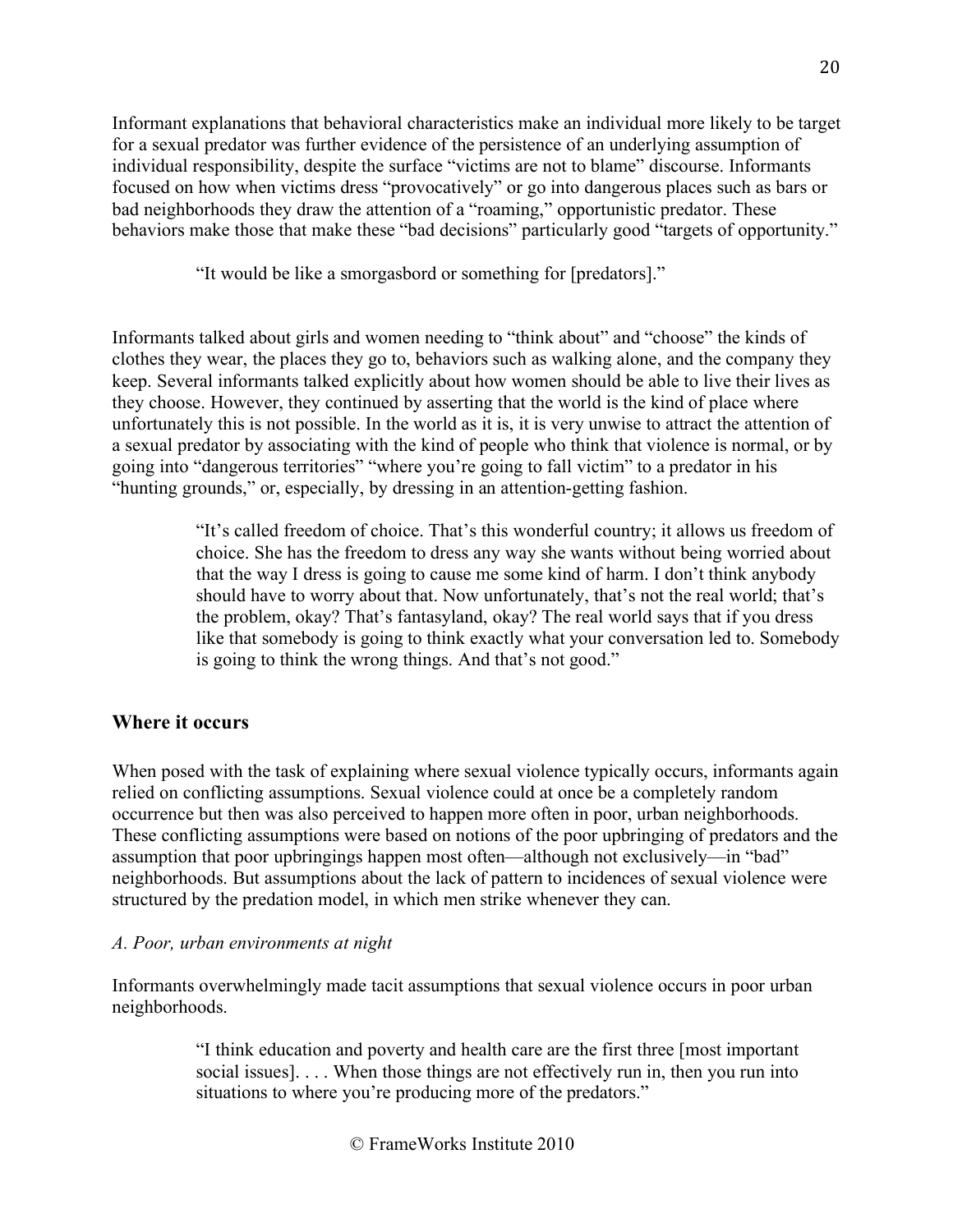Informant explanations that behavioral characteristics make an individual more likely to be target for a sexual predator was further evidence of the persistence of an underlying assumption of individual responsibility, despite the surface "victims are not to blame" discourse. Informants focused on how when victims dress "provocatively" or go into dangerous places such as bars or bad neighborhoods they draw the attention of a "roaming," opportunistic predator. These behaviors make those that make these "bad decisions" particularly good "targets of opportunity."

> "It would be like a smorgasbord or something for [predators]."

Informants talked about girls and women needing to "think about" and "choose" the kinds of clothes they wear, the places they go to, behaviors such as walking alone, and the company they keep. Several informants talked explicitly about how women should be able to live their lives as they choose. However, they continued by asserting that the world is the kind of place where unfortunately this is not possible. In the world as it is, it is very unwise to attract the attention of a sexual predator by associating with the kind of people who think that violence is normal, or by going into "dangerous territories" "where you're going to fall victim" to a predator in his "hunting grounds," or, especially, by dressing in an attention-getting fashion.

> "It's called freedom of choice. That's this wonderful country; it allows us freedom of choice. She has the freedom to dress any way she wants without being worried about that the way I dress is going to cause me some kind of harm. I don't think anybody should have to worry about that. Now unfortunately, that's not the real world; that's the problem, okay? That's fantasyland, okay? The real world says that if you dress like that somebody is going to think exactly what your conversation led to. Somebody is going to think the wrong things. And that's not good."

## Where it occurs

When posed with the task of explaining where sexual violence typically occurs, informants again relied on conflicting assumptions. Sexual violence could at once be a completely random occurrence but then was also perceived to happen more often in poor, urban neighborhoods. These conflicting assumptions were based on notions of the poor upbringing of predators and the assumption that poor upbringings happen most often—although not exclusively—in "bad" neighborhoods. But assumptions about the lack of pattern to incidences of sexual violence were structured by the predation model, in which men strike whenever they can.

*A. Poor, urban environments at night*

Informants overwhelmingly made tacit assumptions that sexual violence occurs in poor urban neighborhoods.

> "I think education and poverty and health care are the first three [most important social issues]. . . . When those things are not effectively run in, then you run into situations to where you're producing more of the predators."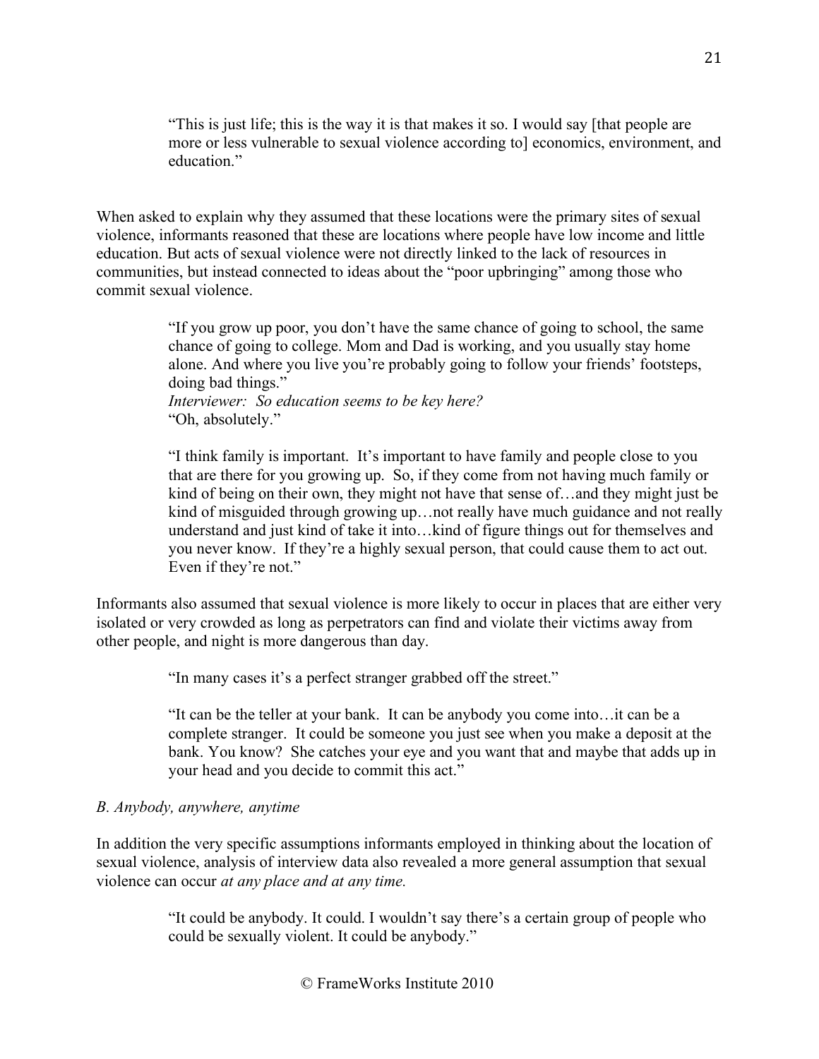> "This is just life; this is the way it is that makes it so. I would say [that people are more or less vulnerable to sexual violence according to] economics, environment, and education."

When asked to explain why they assumed that these locations were the primary sites of sexual violence, informants reasoned that these are locations where people have low income and little education. But acts of sexual violence were not directly linked to the lack of resources in communities, but instead connected to ideas about the "poor upbringing" among those who commit sexual violence.

> "If you grow up poor, you don't have the same chance of going to school, the same chance of going to college. Mom and Dad is working, and you usually stay home alone. And where you live you're probably going to follow your friends' footsteps, doing bad things."
> *Interviewer: So education seems to be key here?*
> "Oh, absolutely."
>
> "I think family is important. It's important to have family and people close to you that are there for you growing up. So, if they come from not having much family or kind of being on their own, they might not have that sense of…and they might just be kind of misguided through growing up…not really have much guidance and not really understand and just kind of take it into…kind of figure things out for themselves and you never know. If they're a highly sexual person, that could cause them to act out. Even if they're not."

Informants also assumed that sexual violence is more likely to occur in places that are either very isolated or very crowded as long as perpetrators can find and violate their victims away from other people, and night is more dangerous than day.

> "In many cases it's a perfect stranger grabbed off the street."
>
> "It can be the teller at your bank. It can be anybody you come into…it can be a complete stranger. It could be someone you just see when you make a deposit at the bank. You know? She catches your eye and you want that and maybe that adds up in your head and you decide to commit this act."

*B. Anybody, anywhere, anytime*

In addition the very specific assumptions informants employed in thinking about the location of sexual violence, analysis of interview data also revealed a more general assumption that sexual violence can occur *at any place and at any time.*

> "It could be anybody. It could. I wouldn't say there's a certain group of people who could be sexually violent. It could be anybody."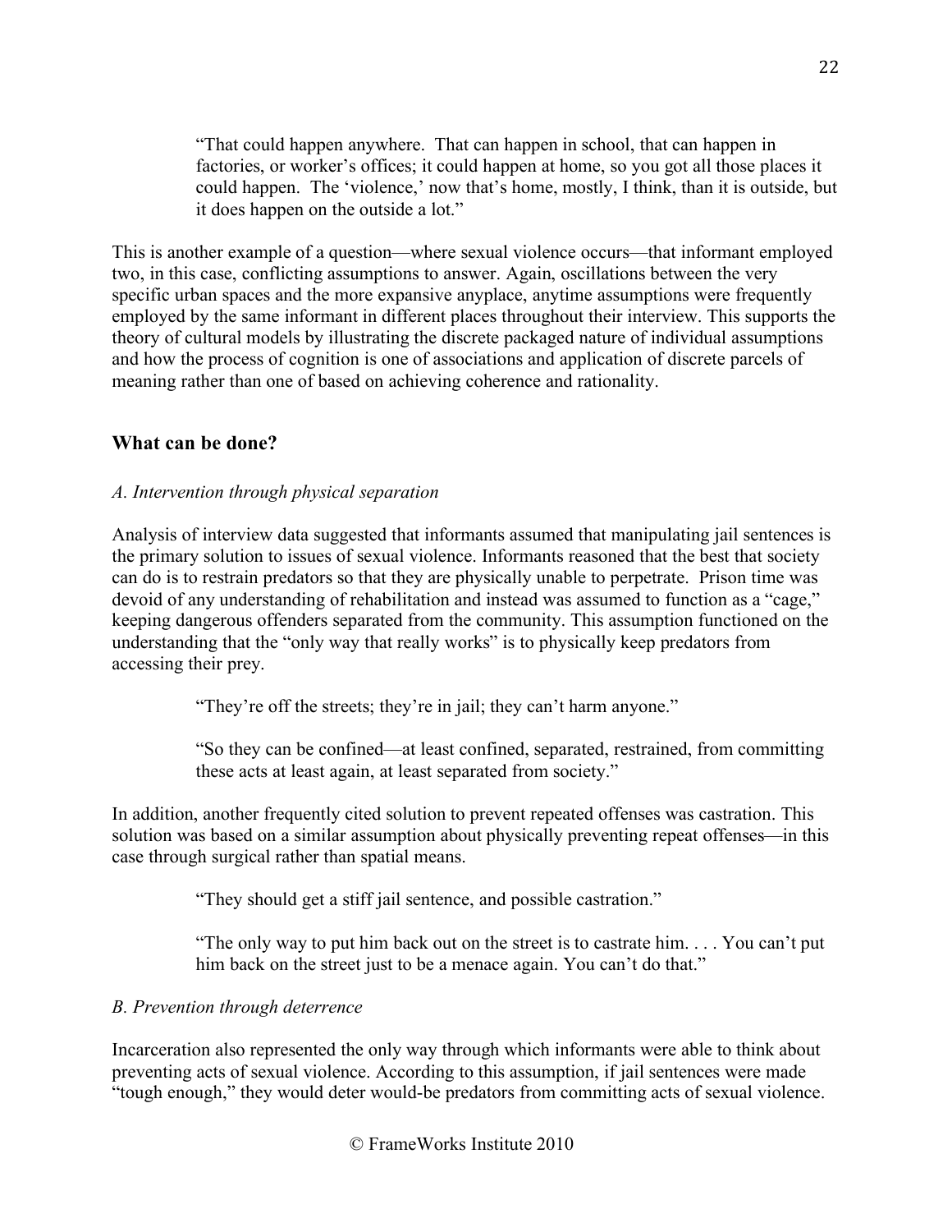> "That could happen anywhere. That can happen in school, that can happen in factories, or worker's offices; it could happen at home, so you got all those places it could happen. The 'violence,' now that's home, mostly, I think, than it is outside, but it does happen on the outside a lot."

This is another example of a question—where sexual violence occurs—that informant employed two, in this case, conflicting assumptions to answer. Again, oscillations between the very specific urban spaces and the more expansive anyplace, anytime assumptions were frequently employed by the same informant in different places throughout their interview. This supports the theory of cultural models by illustrating the discrete packaged nature of individual assumptions and how the process of cognition is one of associations and application of discrete parcels of meaning rather than one of based on achieving coherence and rationality.

## What can be done?

*A. Intervention through physical separation*

Analysis of interview data suggested that informants assumed that manipulating jail sentences is the primary solution to issues of sexual violence. Informants reasoned that the best that society can do is to restrain predators so that they are physically unable to perpetrate. Prison time was devoid of any understanding of rehabilitation and instead was assumed to function as a "cage," keeping dangerous offenders separated from the community. This assumption functioned on the understanding that the "only way that really works" is to physically keep predators from accessing their prey.

> "They're off the streets; they're in jail; they can't harm anyone."

> "So they can be confined—at least confined, separated, restrained, from committing these acts at least again, at least separated from society."

In addition, another frequently cited solution to prevent repeated offenses was castration. This solution was based on a similar assumption about physically preventing repeat offenses—in this case through surgical rather than spatial means.

> "They should get a stiff jail sentence, and possible castration."

> "The only way to put him back out on the street is to castrate him. . . . You can't put him back on the street just to be a menace again. You can't do that."

*B. Prevention through deterrence*

Incarceration also represented the only way through which informants were able to think about preventing acts of sexual violence. According to this assumption, if jail sentences were made "tough enough," they would deter would-be predators from committing acts of sexual violence.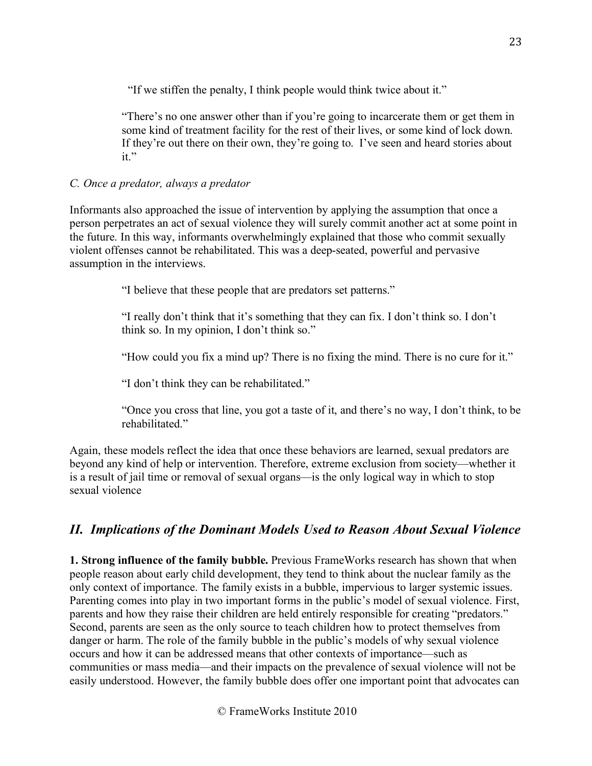> "If we stiffen the penalty, I think people would think twice about it."
>
> "There's no one answer other than if you're going to incarcerate them or get them in some kind of treatment facility for the rest of their lives, or some kind of lock down. If they're out there on their own, they're going to. I've seen and heard stories about it."

*C. Once a predator, always a predator*

Informants also approached the issue of intervention by applying the assumption that once a person perpetrates an act of sexual violence they will surely commit another act at some point in the future. In this way, informants overwhelmingly explained that those who commit sexually violent offenses cannot be rehabilitated. This was a deep-seated, powerful and pervasive assumption in the interviews.

> "I believe that these people that are predators set patterns."
>
> "I really don't think that it's something that they can fix. I don't think so. I don't think so. In my opinion, I don't think so."
>
> "How could you fix a mind up? There is no fixing the mind. There is no cure for it."
>
> "I don't think they can be rehabilitated."
>
> "Once you cross that line, you got a taste of it, and there's no way, I don't think, to be rehabilitated."

Again, these models reflect the idea that once these behaviors are learned, sexual predators are beyond any kind of help or intervention. Therefore, extreme exclusion from society—whether it is a result of jail time or removal of sexual organs—is the only logical way in which to stop sexual violence

## *II. Implications of the Dominant Models Used to Reason About Sexual Violence*

**1. Strong influence of the family bubble.** Previous FrameWorks research has shown that when people reason about early child development, they tend to think about the nuclear family as the only context of importance. The family exists in a bubble, impervious to larger systemic issues. Parenting comes into play in two important forms in the public's model of sexual violence. First, parents and how they raise their children are held entirely responsible for creating "predators." Second, parents are seen as the only source to teach children how to protect themselves from danger or harm. The role of the family bubble in the public's models of why sexual violence occurs and how it can be addressed means that other contexts of importance—such as communities or mass media—and their impacts on the prevalence of sexual violence will not be easily understood. However, the family bubble does offer one important point that advocates can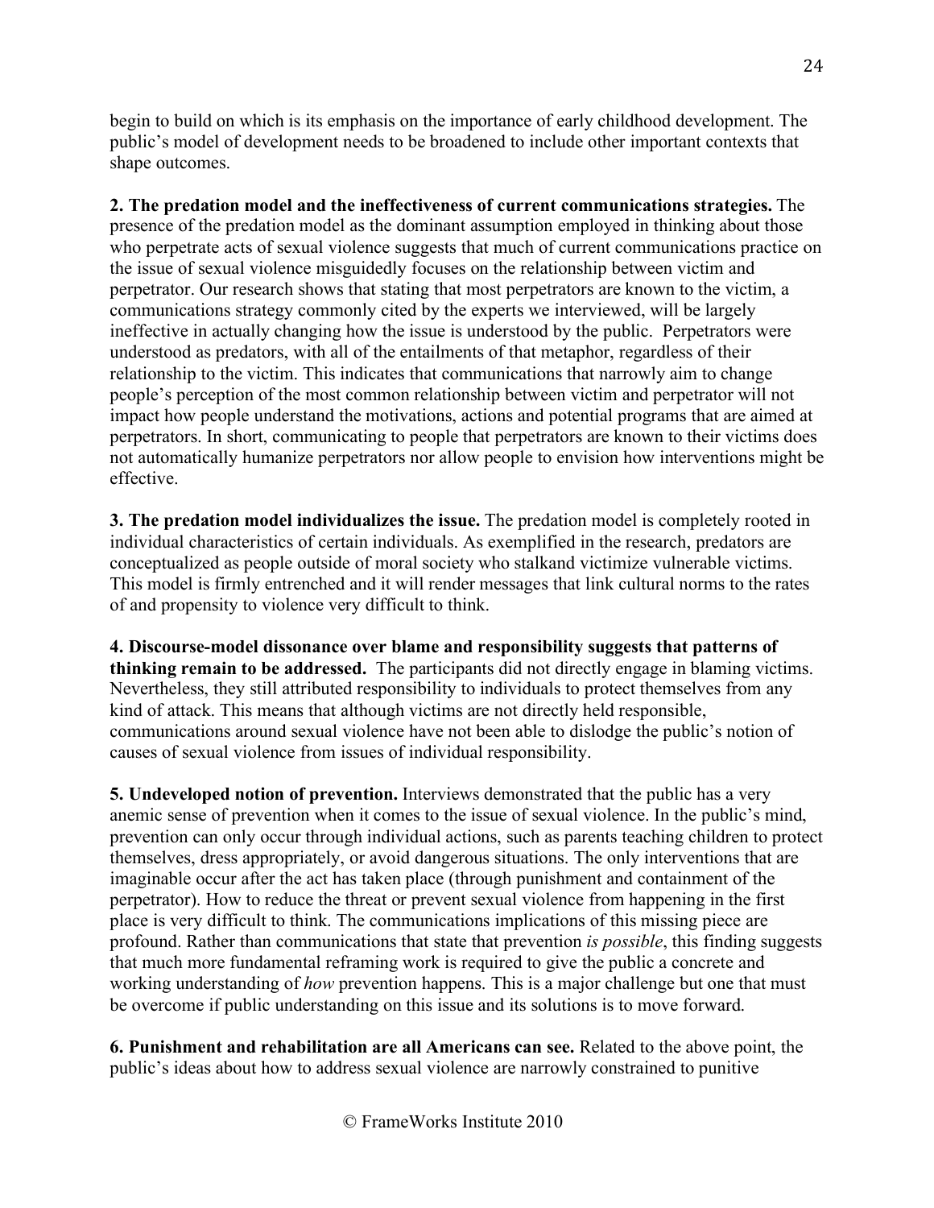begin to build on which is its emphasis on the importance of early childhood development. The public's model of development needs to be broadened to include other important contexts that shape outcomes.

**2. The predation model and the ineffectiveness of current communications strategies.** The presence of the predation model as the dominant assumption employed in thinking about those who perpetrate acts of sexual violence suggests that much of current communications practice on the issue of sexual violence misguidedly focuses on the relationship between victim and perpetrator. Our research shows that stating that most perpetrators are known to the victim, a communications strategy commonly cited by the experts we interviewed, will be largely ineffective in actually changing how the issue is understood by the public. Perpetrators were understood as predators, with all of the entailments of that metaphor, regardless of their relationship to the victim. This indicates that communications that narrowly aim to change people's perception of the most common relationship between victim and perpetrator will not impact how people understand the motivations, actions and potential programs that are aimed at perpetrators. In short, communicating to people that perpetrators are known to their victims does not automatically humanize perpetrators nor allow people to envision how interventions might be effective.

**3. The predation model individualizes the issue.** The predation model is completely rooted in individual characteristics of certain individuals. As exemplified in the research, predators are conceptualized as people outside of moral society who stalkand victimize vulnerable victims. This model is firmly entrenched and it will render messages that link cultural norms to the rates of and propensity to violence very difficult to think.

**4. Discourse-model dissonance over blame and responsibility suggests that patterns of thinking remain to be addressed.** The participants did not directly engage in blaming victims. Nevertheless, they still attributed responsibility to individuals to protect themselves from any kind of attack. This means that although victims are not directly held responsible, communications around sexual violence have not been able to dislodge the public's notion of causes of sexual violence from issues of individual responsibility.

**5. Undeveloped notion of prevention.** Interviews demonstrated that the public has a very anemic sense of prevention when it comes to the issue of sexual violence. In the public's mind, prevention can only occur through individual actions, such as parents teaching children to protect themselves, dress appropriately, or avoid dangerous situations. The only interventions that are imaginable occur after the act has taken place (through punishment and containment of the perpetrator). How to reduce the threat or prevent sexual violence from happening in the first place is very difficult to think. The communications implications of this missing piece are profound. Rather than communications that state that prevention *is possible*, this finding suggests that much more fundamental reframing work is required to give the public a concrete and working understanding of *how* prevention happens. This is a major challenge but one that must be overcome if public understanding on this issue and its solutions is to move forward.

**6. Punishment and rehabilitation are all Americans can see.** Related to the above point, the public's ideas about how to address sexual violence are narrowly constrained to punitive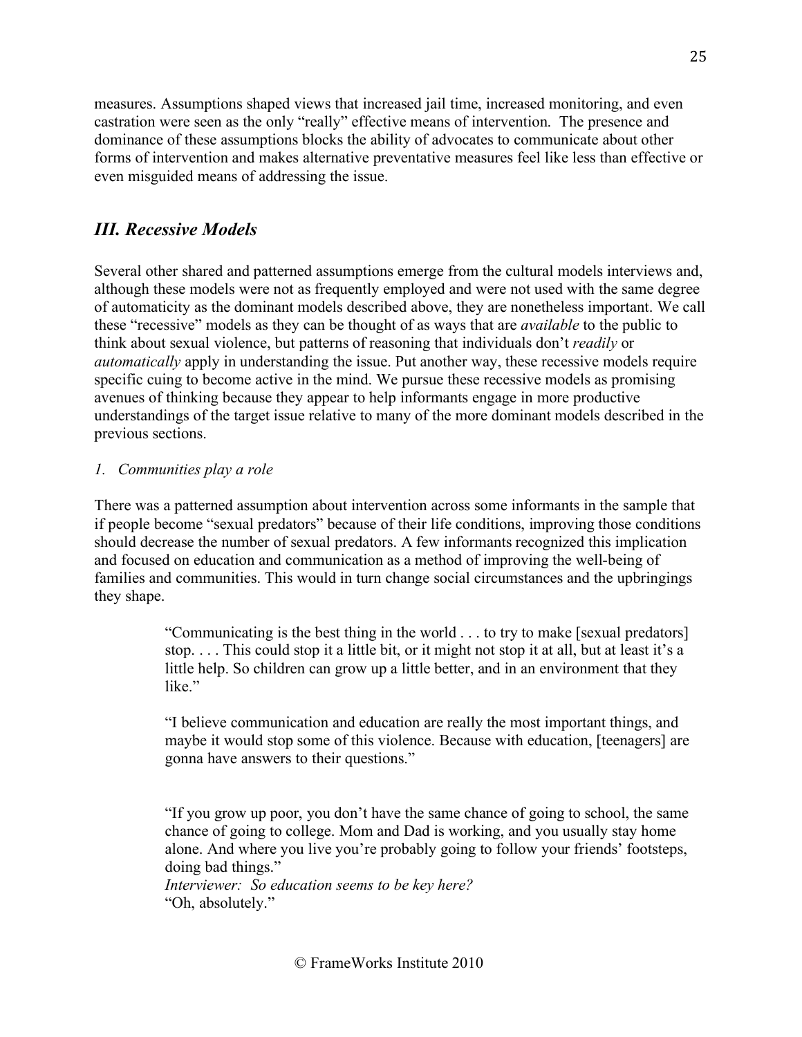measures. Assumptions shaped views that increased jail time, increased monitoring, and even castration were seen as the only "really" effective means of intervention. The presence and dominance of these assumptions blocks the ability of advocates to communicate about other forms of intervention and makes alternative preventative measures feel like less than effective or even misguided means of addressing the issue.

## *III. Recessive Models*

Several other shared and patterned assumptions emerge from the cultural models interviews and, although these models were not as frequently employed and were not used with the same degree of automaticity as the dominant models described above, they are nonetheless important. We call these "recessive" models as they can be thought of as ways that are *available* to the public to think about sexual violence, but patterns of reasoning that individuals don't *readily* or *automatically* apply in understanding the issue. Put another way, these recessive models require specific cuing to become active in the mind. We pursue these recessive models as promising avenues of thinking because they appear to help informants engage in more productive understandings of the target issue relative to many of the more dominant models described in the previous sections.

### *1. Communities play a role*

There was a patterned assumption about intervention across some informants in the sample that if people become "sexual predators" because of their life conditions, improving those conditions should decrease the number of sexual predators. A few informants recognized this implication and focused on education and communication as a method of improving the well-being of families and communities. This would in turn change social circumstances and the upbringings they shape.

> "Communicating is the best thing in the world . . . to try to make [sexual predators] stop. . . . This could stop it a little bit, or it might not stop it at all, but at least it's a little help. So children can grow up a little better, and in an environment that they like."

> "I believe communication and education are really the most important things, and maybe it would stop some of this violence. Because with education, [teenagers] are gonna have answers to their questions."

> "If you grow up poor, you don't have the same chance of going to school, the same chance of going to college. Mom and Dad is working, and you usually stay home alone. And where you live you're probably going to follow your friends' footsteps, doing bad things."
> *Interviewer: So education seems to be key here?*
> "Oh, absolutely."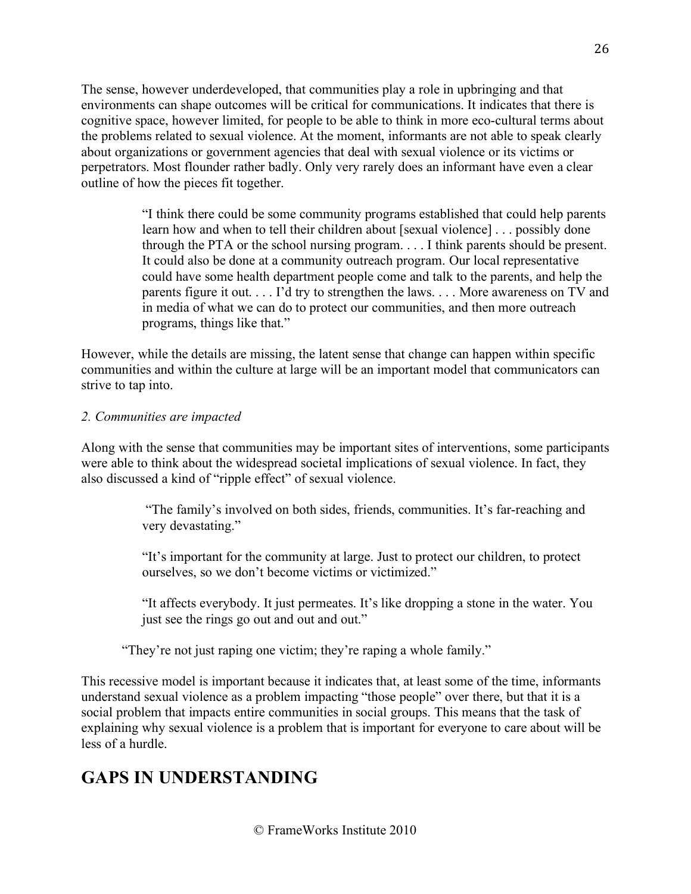The sense, however underdeveloped, that communities play a role in upbringing and that environments can shape outcomes will be critical for communications. It indicates that there is cognitive space, however limited, for people to be able to think in more eco-cultural terms about the problems related to sexual violence. At the moment, informants are not able to speak clearly about organizations or government agencies that deal with sexual violence or its victims or perpetrators. Most flounder rather badly. Only very rarely does an informant have even a clear outline of how the pieces fit together.

> "I think there could be some community programs established that could help parents learn how and when to tell their children about [sexual violence] . . . possibly done through the PTA or the school nursing program. . . . I think parents should be present. It could also be done at a community outreach program. Our local representative could have some health department people come and talk to the parents, and help the parents figure it out. . . . I'd try to strengthen the laws. . . . More awareness on TV and in media of what we can do to protect our communities, and then more outreach programs, things like that."

However, while the details are missing, the latent sense that change can happen within specific communities and within the culture at large will be an important model that communicators can strive to tap into.

*2. Communities are impacted*

Along with the sense that communities may be important sites of interventions, some participants were able to think about the widespread societal implications of sexual violence. In fact, they also discussed a kind of "ripple effect" of sexual violence.

> "The family's involved on both sides, friends, communities. It's far-reaching and very devastating."

> "It's important for the community at large. Just to protect our children, to protect ourselves, so we don't become victims or victimized."

> "It affects everybody. It just permeates. It's like dropping a stone in the water. You just see the rings go out and out and out."

> "They're not just raping one victim; they're raping a whole family."

This recessive model is important because it indicates that, at least some of the time, informants understand sexual violence as a problem impacting "those people" over there, but that it is a social problem that impacts entire communities in social groups. This means that the task of explaining why sexual violence is a problem that is important for everyone to care about will be less of a hurdle.

## GAPS IN UNDERSTANDING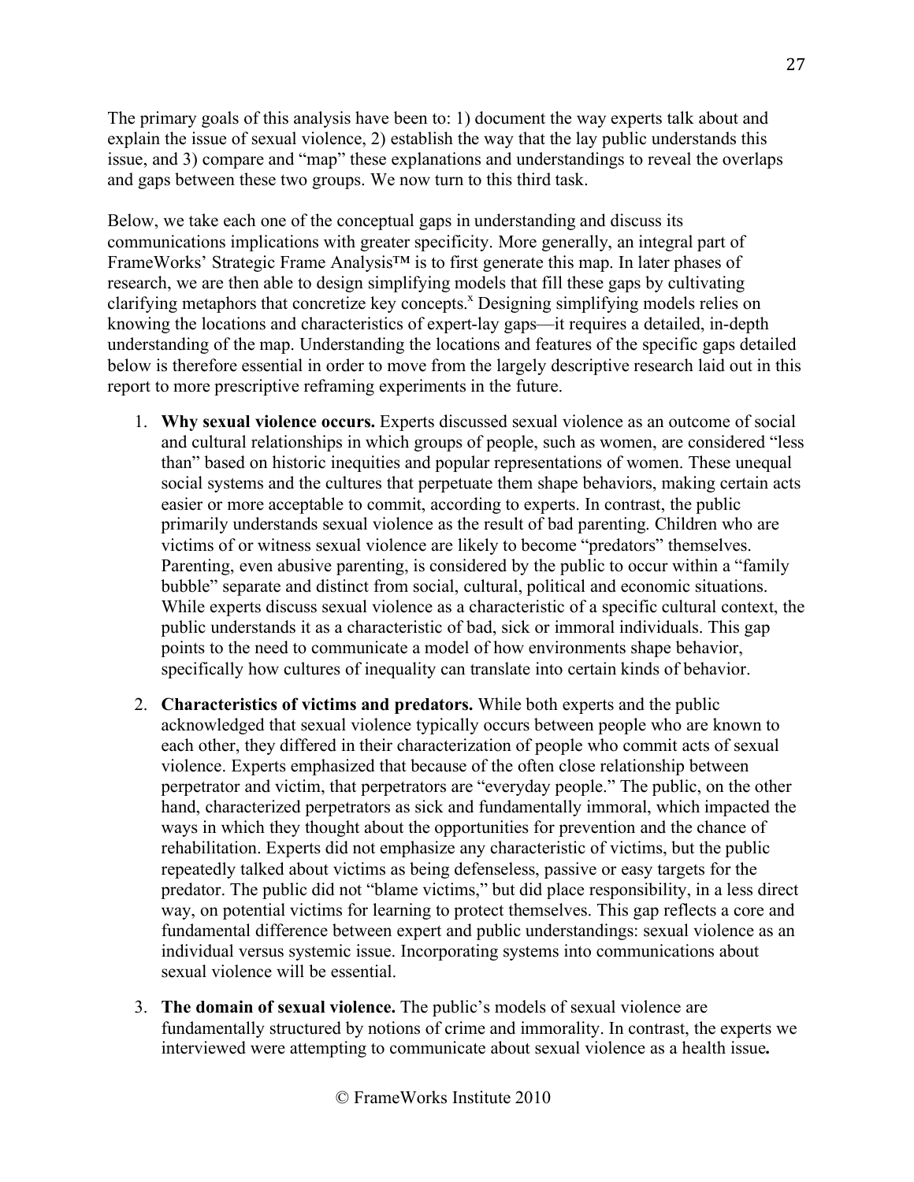The primary goals of this analysis have been to: 1) document the way experts talk about and explain the issue of sexual violence, 2) establish the way that the lay public understands this issue, and 3) compare and "map" these explanations and understandings to reveal the overlaps and gaps between these two groups. We now turn to this third task.

Below, we take each one of the conceptual gaps in understanding and discuss its communications implications with greater specificity. More generally, an integral part of FrameWorks' Strategic Frame Analysis™ is to first generate this map. In later phases of research, we are then able to design simplifying models that fill these gaps by cultivating clarifying metaphors that concretize key concepts.[x] Designing simplifying models relies on knowing the locations and characteristics of expert-lay gaps—it requires a detailed, in-depth understanding of the map. Understanding the locations and features of the specific gaps detailed below is therefore essential in order to move from the largely descriptive research laid out in this report to more prescriptive reframing experiments in the future.

1. **Why sexual violence occurs.** Experts discussed sexual violence as an outcome of social and cultural relationships in which groups of people, such as women, are considered "less than" based on historic inequities and popular representations of women. These unequal social systems and the cultures that perpetuate them shape behaviors, making certain acts easier or more acceptable to commit, according to experts. In contrast, the public primarily understands sexual violence as the result of bad parenting. Children who are victims of or witness sexual violence are likely to become "predators" themselves. Parenting, even abusive parenting, is considered by the public to occur within a "family bubble" separate and distinct from social, cultural, political and economic situations. While experts discuss sexual violence as a characteristic of a specific cultural context, the public understands it as a characteristic of bad, sick or immoral individuals. This gap points to the need to communicate a model of how environments shape behavior, specifically how cultures of inequality can translate into certain kinds of behavior.

2. **Characteristics of victims and predators.** While both experts and the public acknowledged that sexual violence typically occurs between people who are known to each other, they differed in their characterization of people who commit acts of sexual violence. Experts emphasized that because of the often close relationship between perpetrator and victim, that perpetrators are "everyday people." The public, on the other hand, characterized perpetrators as sick and fundamentally immoral, which impacted the ways in which they thought about the opportunities for prevention and the chance of rehabilitation. Experts did not emphasize any characteristic of victims, but the public repeatedly talked about victims as being defenseless, passive or easy targets for the predator. The public did not "blame victims," but did place responsibility, in a less direct way, on potential victims for learning to protect themselves. This gap reflects a core and fundamental difference between expert and public understandings: sexual violence as an individual versus systemic issue. Incorporating systems into communications about sexual violence will be essential.

3. **The domain of sexual violence.** The public's models of sexual violence are fundamentally structured by notions of crime and immorality. In contrast, the experts we interviewed were attempting to communicate about sexual violence as a health issue**.**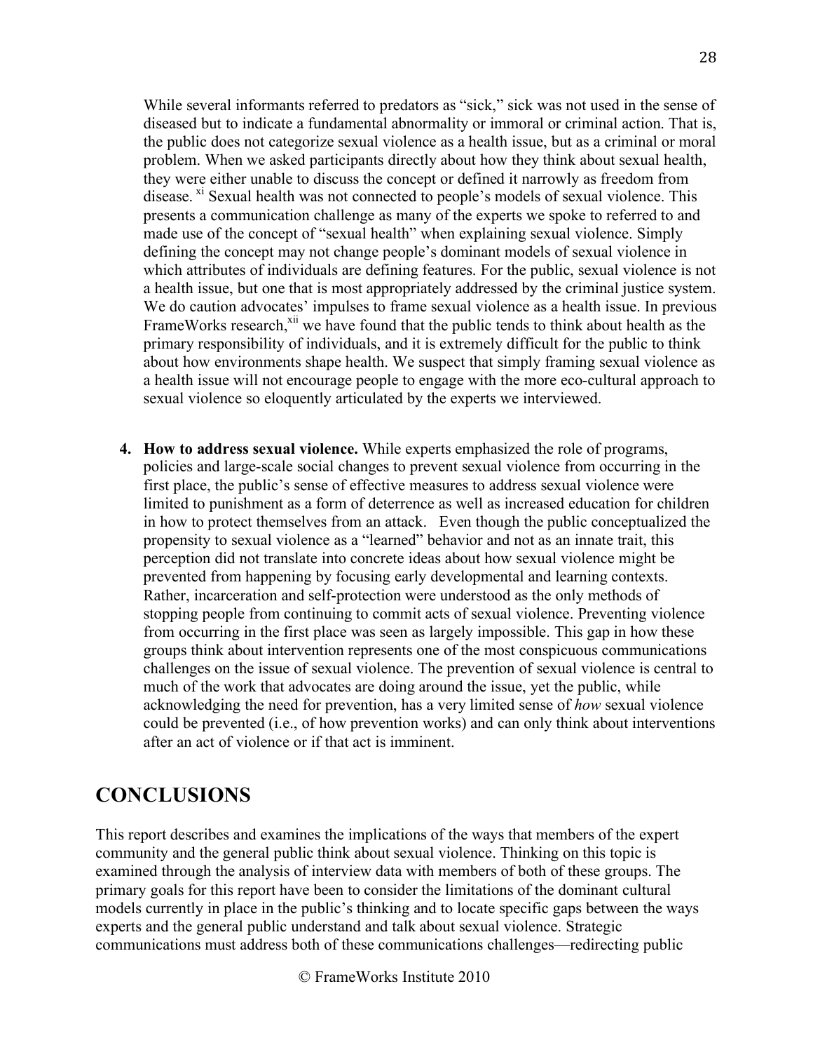While several informants referred to predators as "sick," sick was not used in the sense of diseased but to indicate a fundamental abnormality or immoral or criminal action. That is, the public does not categorize sexual violence as a health issue, but as a criminal or moral problem. When we asked participants directly about how they think about sexual health, they were either unable to discuss the concept or defined it narrowly as freedom from disease. [xi] Sexual health was not connected to people's models of sexual violence. This presents a communication challenge as many of the experts we spoke to referred to and made use of the concept of "sexual health" when explaining sexual violence. Simply defining the concept may not change people's dominant models of sexual violence in which attributes of individuals are defining features. For the public, sexual violence is not a health issue, but one that is most appropriately addressed by the criminal justice system. We do caution advocates' impulses to frame sexual violence as a health issue. In previous FrameWorks research,[xii] we have found that the public tends to think about health as the primary responsibility of individuals, and it is extremely difficult for the public to think about how environments shape health. We suspect that simply framing sexual violence as a health issue will not encourage people to engage with the more eco-cultural approach to sexual violence so eloquently articulated by the experts we interviewed.

4. **How to address sexual violence.** While experts emphasized the role of programs, policies and large-scale social changes to prevent sexual violence from occurring in the first place, the public's sense of effective measures to address sexual violence were limited to punishment as a form of deterrence as well as increased education for children in how to protect themselves from an attack. Even though the public conceptualized the propensity to sexual violence as a "learned" behavior and not as an innate trait, this perception did not translate into concrete ideas about how sexual violence might be prevented from happening by focusing early developmental and learning contexts. Rather, incarceration and self-protection were understood as the only methods of stopping people from continuing to commit acts of sexual violence. Preventing violence from occurring in the first place was seen as largely impossible. This gap in how these groups think about intervention represents one of the most conspicuous communications challenges on the issue of sexual violence. The prevention of sexual violence is central to much of the work that advocates are doing around the issue, yet the public, while acknowledging the need for prevention, has a very limited sense of *how* sexual violence could be prevented (i.e., of how prevention works) and can only think about interventions after an act of violence or if that act is imminent.

# CONCLUSIONS

This report describes and examines the implications of the ways that members of the expert community and the general public think about sexual violence. Thinking on this topic is examined through the analysis of interview data with members of both of these groups. The primary goals for this report have been to consider the limitations of the dominant cultural models currently in place in the public's thinking and to locate specific gaps between the ways experts and the general public understand and talk about sexual violence. Strategic communications must address both of these communications challenges—redirecting public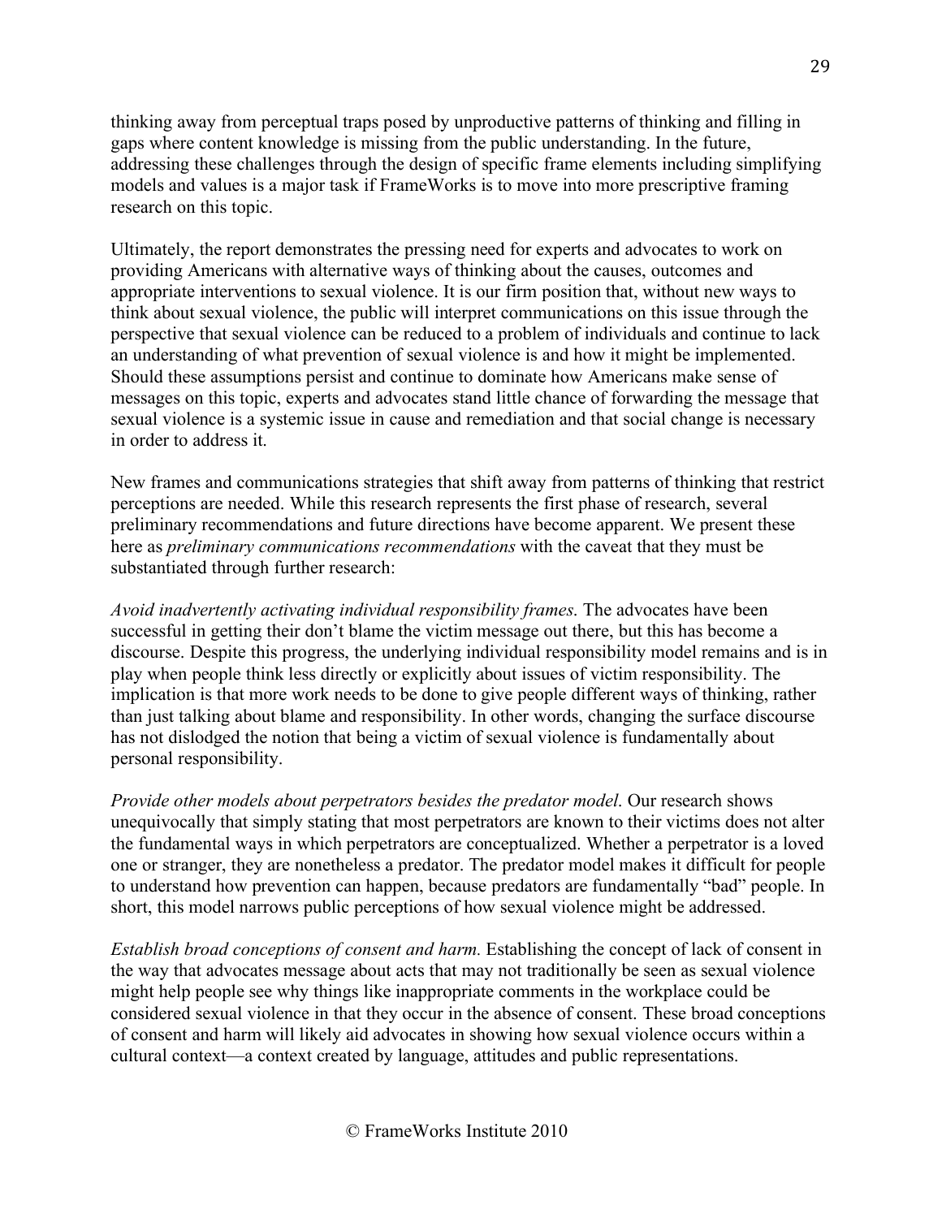thinking away from perceptual traps posed by unproductive patterns of thinking and filling in gaps where content knowledge is missing from the public understanding. In the future, addressing these challenges through the design of specific frame elements including simplifying models and values is a major task if FrameWorks is to move into more prescriptive framing research on this topic.

Ultimately, the report demonstrates the pressing need for experts and advocates to work on providing Americans with alternative ways of thinking about the causes, outcomes and appropriate interventions to sexual violence. It is our firm position that, without new ways to think about sexual violence, the public will interpret communications on this issue through the perspective that sexual violence can be reduced to a problem of individuals and continue to lack an understanding of what prevention of sexual violence is and how it might be implemented. Should these assumptions persist and continue to dominate how Americans make sense of messages on this topic, experts and advocates stand little chance of forwarding the message that sexual violence is a systemic issue in cause and remediation and that social change is necessary in order to address it.

New frames and communications strategies that shift away from patterns of thinking that restrict perceptions are needed. While this research represents the first phase of research, several preliminary recommendations and future directions have become apparent. We present these here as *preliminary communications recommendations* with the caveat that they must be substantiated through further research:

*Avoid inadvertently activating individual responsibility frames.* The advocates have been successful in getting their don't blame the victim message out there, but this has become a discourse. Despite this progress, the underlying individual responsibility model remains and is in play when people think less directly or explicitly about issues of victim responsibility. The implication is that more work needs to be done to give people different ways of thinking, rather than just talking about blame and responsibility. In other words, changing the surface discourse has not dislodged the notion that being a victim of sexual violence is fundamentally about personal responsibility.

*Provide other models about perpetrators besides the predator model.* Our research shows unequivocally that simply stating that most perpetrators are known to their victims does not alter the fundamental ways in which perpetrators are conceptualized. Whether a perpetrator is a loved one or stranger, they are nonetheless a predator. The predator model makes it difficult for people to understand how prevention can happen, because predators are fundamentally "bad" people. In short, this model narrows public perceptions of how sexual violence might be addressed.

*Establish broad conceptions of consent and harm.* Establishing the concept of lack of consent in the way that advocates message about acts that may not traditionally be seen as sexual violence might help people see why things like inappropriate comments in the workplace could be considered sexual violence in that they occur in the absence of consent. These broad conceptions of consent and harm will likely aid advocates in showing how sexual violence occurs within a cultural context—a context created by language, attitudes and public representations.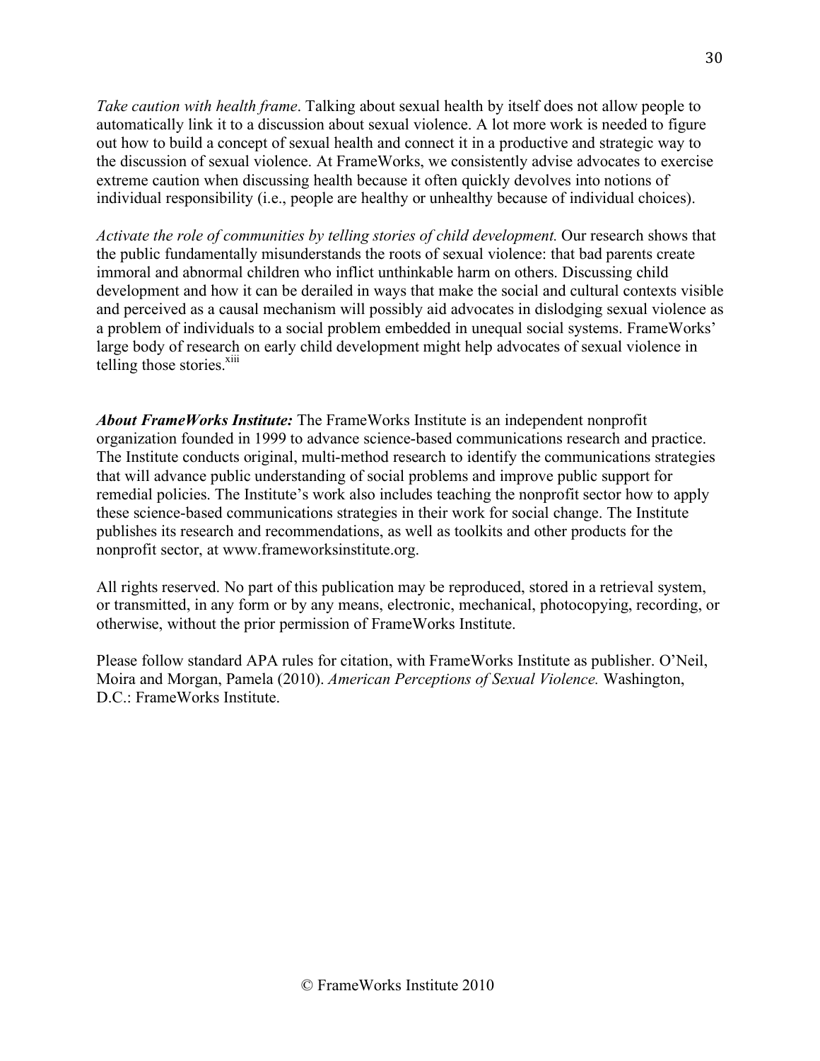*Take caution with health frame*. Talking about sexual health by itself does not allow people to automatically link it to a discussion about sexual violence. A lot more work is needed to figure out how to build a concept of sexual health and connect it in a productive and strategic way to the discussion of sexual violence. At FrameWorks, we consistently advise advocates to exercise extreme caution when discussing health because it often quickly devolves into notions of individual responsibility (i.e., people are healthy or unhealthy because of individual choices).

*Activate the role of communities by telling stories of child development.* Our research shows that the public fundamentally misunderstands the roots of sexual violence: that bad parents create immoral and abnormal children who inflict unthinkable harm on others. Discussing child development and how it can be derailed in ways that make the social and cultural contexts visible and perceived as a causal mechanism will possibly aid advocates in dislodging sexual violence as a problem of individuals to a social problem embedded in unequal social systems. FrameWorks' large body of research on early child development might help advocates of sexual violence in telling those stories.[xiii]

***About FrameWorks Institute:*** The FrameWorks Institute is an independent nonprofit organization founded in 1999 to advance science-based communications research and practice. The Institute conducts original, multi-method research to identify the communications strategies that will advance public understanding of social problems and improve public support for remedial policies. The Institute's work also includes teaching the nonprofit sector how to apply these science-based communications strategies in their work for social change. The Institute publishes its research and recommendations, as well as toolkits and other products for the nonprofit sector, at www.frameworksinstitute.org.

All rights reserved. No part of this publication may be reproduced, stored in a retrieval system, or transmitted, in any form or by any means, electronic, mechanical, photocopying, recording, or otherwise, without the prior permission of FrameWorks Institute.

Please follow standard APA rules for citation, with FrameWorks Institute as publisher. O'Neil, Moira and Morgan, Pamela (2010). *American Perceptions of Sexual Violence.* Washington, D.C.: FrameWorks Institute.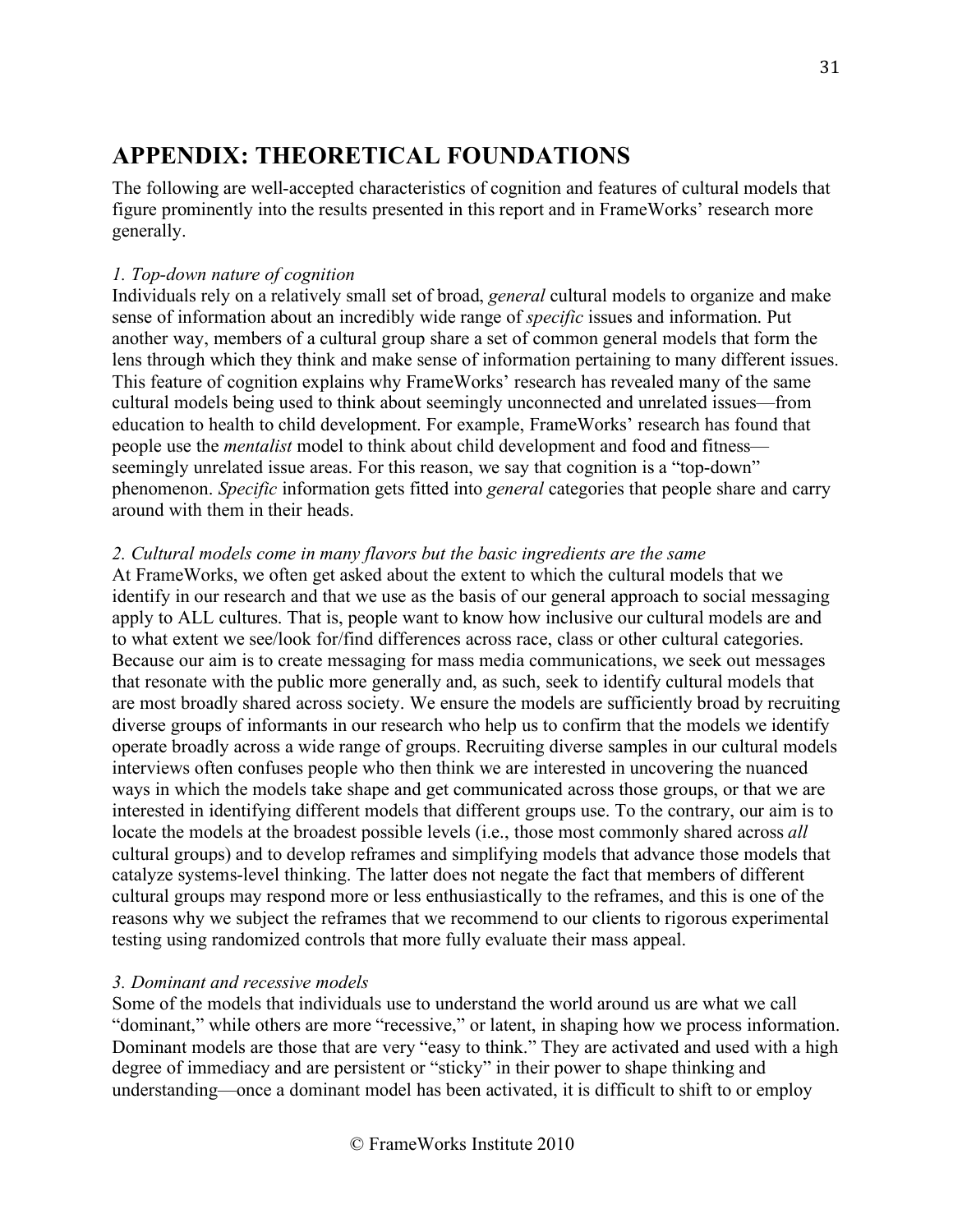## APPENDIX: THEORETICAL FOUNDATIONS

The following are well-accepted characteristics of cognition and features of cultural models that figure prominently into the results presented in this report and in FrameWorks' research more generally.

*1. Top-down nature of cognition*

Individuals rely on a relatively small set of broad, *general* cultural models to organize and make sense of information about an incredibly wide range of *specific* issues and information. Put another way, members of a cultural group share a set of common general models that form the lens through which they think and make sense of information pertaining to many different issues. This feature of cognition explains why FrameWorks' research has revealed many of the same cultural models being used to think about seemingly unconnected and unrelated issues—from education to health to child development. For example, FrameWorks' research has found that people use the *mentalist* model to think about child development and food and fitness—seemingly unrelated issue areas. For this reason, we say that cognition is a "top-down" phenomenon. *Specific* information gets fitted into *general* categories that people share and carry around with them in their heads.

*2. Cultural models come in many flavors but the basic ingredients are the same*

At FrameWorks, we often get asked about the extent to which the cultural models that we identify in our research and that we use as the basis of our general approach to social messaging apply to ALL cultures. That is, people want to know how inclusive our cultural models are and to what extent we see/look for/find differences across race, class or other cultural categories. Because our aim is to create messaging for mass media communications, we seek out messages that resonate with the public more generally and, as such, seek to identify cultural models that are most broadly shared across society. We ensure the models are sufficiently broad by recruiting diverse groups of informants in our research who help us to confirm that the models we identify operate broadly across a wide range of groups. Recruiting diverse samples in our cultural models interviews often confuses people who then think we are interested in uncovering the nuanced ways in which the models take shape and get communicated across those groups, or that we are interested in identifying different models that different groups use. To the contrary, our aim is to locate the models at the broadest possible levels (i.e., those most commonly shared across *all* cultural groups) and to develop reframes and simplifying models that advance those models that catalyze systems-level thinking. The latter does not negate the fact that members of different cultural groups may respond more or less enthusiastically to the reframes, and this is one of the reasons why we subject the reframes that we recommend to our clients to rigorous experimental testing using randomized controls that more fully evaluate their mass appeal.

*3. Dominant and recessive models*

Some of the models that individuals use to understand the world around us are what we call "dominant," while others are more "recessive," or latent, in shaping how we process information. Dominant models are those that are very "easy to think." They are activated and used with a high degree of immediacy and are persistent or "sticky" in their power to shape thinking and understanding—once a dominant model has been activated, it is difficult to shift to or employ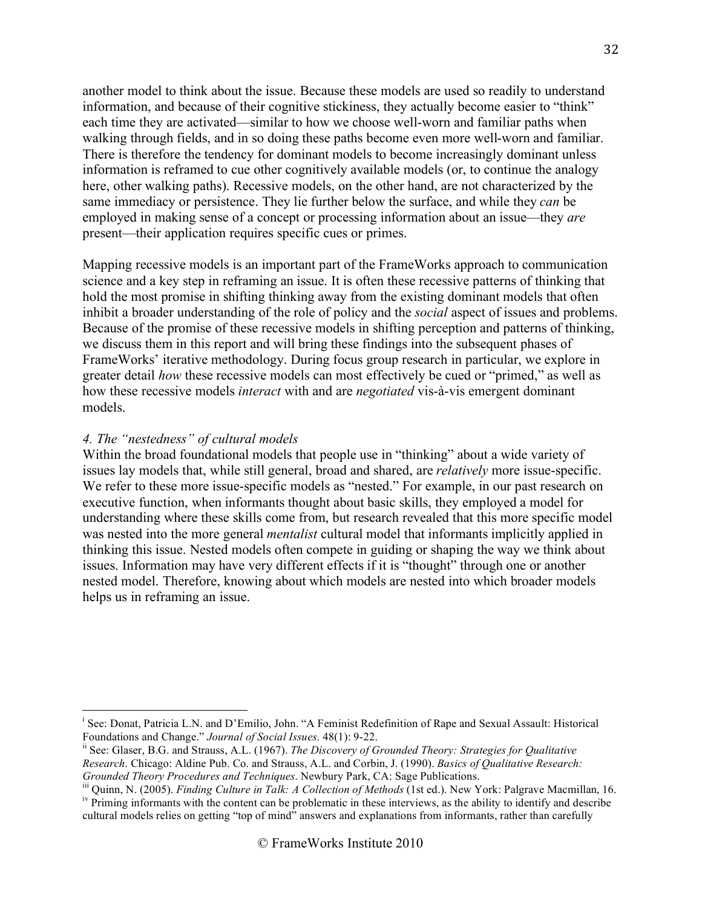another model to think about the issue. Because these models are used so readily to understand information, and because of their cognitive stickiness, they actually become easier to "think" each time they are activated—similar to how we choose well-worn and familiar paths when walking through fields, and in so doing these paths become even more well-worn and familiar. There is therefore the tendency for dominant models to become increasingly dominant unless information is reframed to cue other cognitively available models (or, to continue the analogy here, other walking paths). Recessive models, on the other hand, are not characterized by the same immediacy or persistence. They lie further below the surface, and while they *can* be employed in making sense of a concept or processing information about an issue—they *are* present—their application requires specific cues or primes.

Mapping recessive models is an important part of the FrameWorks approach to communication science and a key step in reframing an issue. It is often these recessive patterns of thinking that hold the most promise in shifting thinking away from the existing dominant models that often inhibit a broader understanding of the role of policy and the *social* aspect of issues and problems. Because of the promise of these recessive models in shifting perception and patterns of thinking, we discuss them in this report and will bring these findings into the subsequent phases of FrameWorks' iterative methodology. During focus group research in particular, we explore in greater detail *how* these recessive models can most effectively be cued or "primed," as well as how these recessive models *interact* with and are *negotiated* vis-à-vis emergent dominant models.

*4. The "nestedness" of cultural models*

Within the broad foundational models that people use in "thinking" about a wide variety of issues lay models that, while still general, broad and shared, are *relatively* more issue-specific. We refer to these more issue-specific models as "nested." For example, in our past research on executive function, when informants thought about basic skills, they employed a model for understanding where these skills come from, but research revealed that this more specific model was nested into the more general *mentalist* cultural model that informants implicitly applied in thinking this issue. Nested models often compete in guiding or shaping the way we think about issues. Information may have very different effects if it is "thought" through one or another nested model. Therefore, knowing about which models are nested into which broader models helps us in reframing an issue.

---

[i] See: Donat, Patricia L.N. and D'Emilio, John. "A Feminist Redefinition of Rape and Sexual Assault: Historical Foundations and Change." *Journal of Social Issues*. 48(1): 9-22.

[ii] See: Glaser, B.G. and Strauss, A.L. (1967). *The Discovery of Grounded Theory: Strategies for Qualitative Research*. Chicago: Aldine Pub. Co. and Strauss, A.L. and Corbin, J. (1990). *Basics of Qualitative Research: Grounded Theory Procedures and Techniques*. Newbury Park, CA: Sage Publications.

[iii] Quinn, N. (2005). *Finding Culture in Talk: A Collection of Methods* (1st ed.). New York: Palgrave Macmillan, 16.

[iv] Priming informants with the content can be problematic in these interviews, as the ability to identify and describe cultural models relies on getting "top of mind" answers and explanations from informants, rather than carefully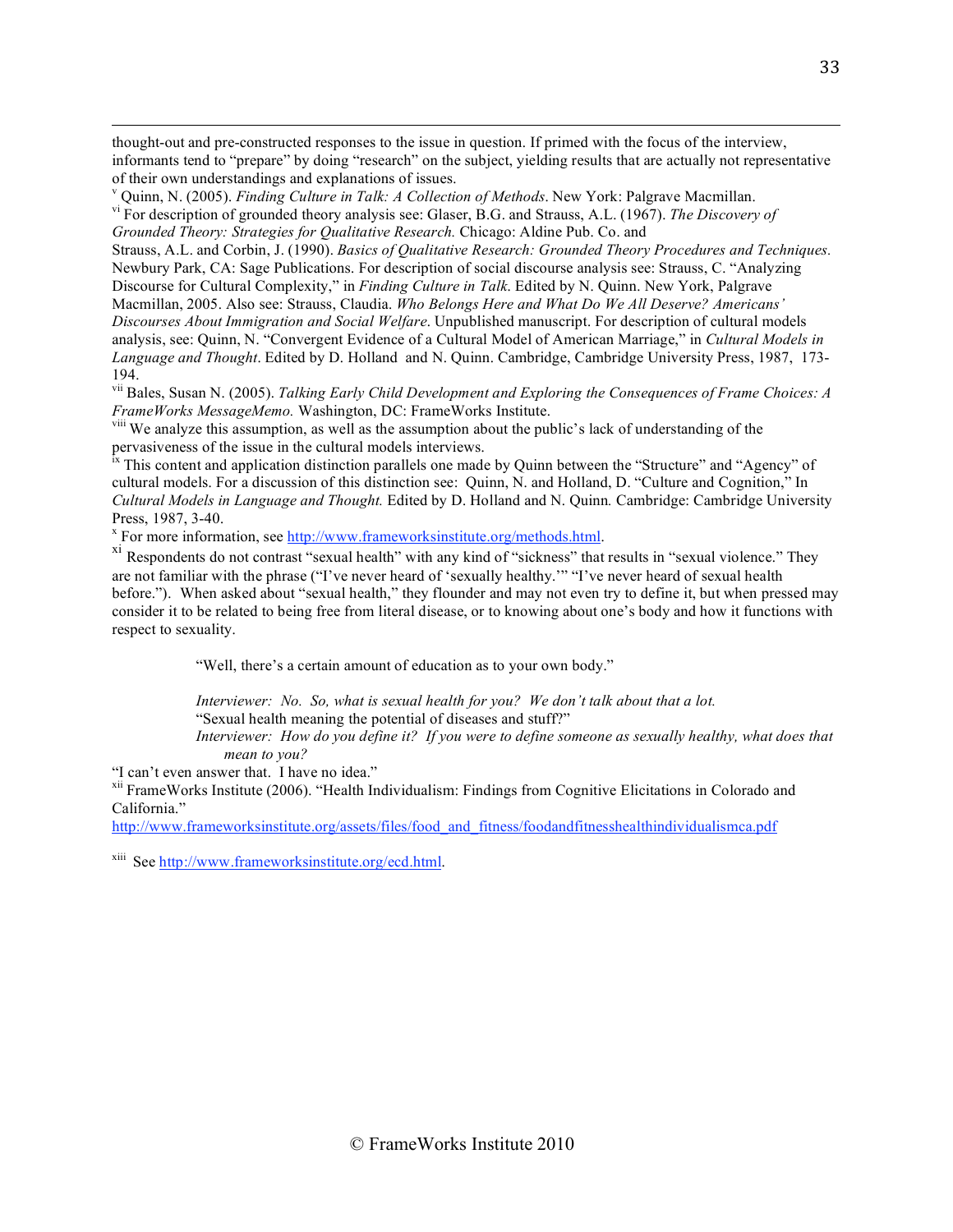thought-out and pre-constructed responses to the issue in question. If primed with the focus of the interview, informants tend to "prepare" by doing "research" on the subject, yielding results that are actually not representative of their own understandings and explanations of issues.

[v] Quinn, N. (2005). *Finding Culture in Talk: A Collection of Methods*. New York: Palgrave Macmillan.

[vi] For description of grounded theory analysis see: Glaser, B.G. and Strauss, A.L. (1967). *The Discovery of Grounded Theory: Strategies for Qualitative Research.* Chicago: Aldine Pub. Co. and Strauss, A.L. and Corbin, J. (1990). *Basics of Qualitative Research: Grounded Theory Procedures and Techniques.* Newbury Park, CA: Sage Publications. For description of social discourse analysis see: Strauss, C. "Analyzing Discourse for Cultural Complexity," in *Finding Culture in Talk*. Edited by N. Quinn. New York, Palgrave Macmillan, 2005. Also see: Strauss, Claudia. *Who Belongs Here and What Do We All Deserve? Americans' Discourses About Immigration and Social Welfare*. Unpublished manuscript. For description of cultural models analysis, see: Quinn, N. "Convergent Evidence of a Cultural Model of American Marriage," in *Cultural Models in Language and Thought*. Edited by D. Holland and N. Quinn. Cambridge, Cambridge University Press, 1987, 173-194.

[vii] Bales, Susan N. (2005). *Talking Early Child Development and Exploring the Consequences of Frame Choices: A FrameWorks MessageMemo.* Washington, DC: FrameWorks Institute.

[viii] We analyze this assumption, as well as the assumption about the public's lack of understanding of the pervasiveness of the issue in the cultural models interviews.

[ix] This content and application distinction parallels one made by Quinn between the "Structure" and "Agency" of cultural models. For a discussion of this distinction see: Quinn, N. and Holland, D. "Culture and Cognition," In *Cultural Models in Language and Thought.* Edited by D. Holland and N. Quinn*.* Cambridge: Cambridge University Press, 1987, 3-40.

[x] For more information, see http://www.frameworksinstitute.org/methods.html.

[xi] Respondents do not contrast "sexual health" with any kind of "sickness" that results in "sexual violence." They are not familiar with the phrase ("I've never heard of 'sexually healthy.'" "I've never heard of sexual health before."). When asked about "sexual health," they flounder and may not even try to define it, but when pressed may consider it to be related to being free from literal disease, or to knowing about one's body and how it functions with respect to sexuality.

> "Well, there's a certain amount of education as to your own body."
>
> *Interviewer: No. So, what is sexual health for you? We don't talk about that a lot.*
> "Sexual health meaning the potential of diseases and stuff?"
> *Interviewer: How do you define it? If you were to define someone as sexually healthy, what does that mean to you?*

"I can't even answer that. I have no idea."

[xii] FrameWorks Institute (2006). "Health Individualism: Findings from Cognitive Elicitations in Colorado and California."
http://www.frameworksinstitute.org/assets/files/food_and_fitness/foodandfitnesshealthindividualismca.pdf

[xiii] See http://www.frameworksinstitute.org/ecd.html.

© FrameWorks Institute 2010